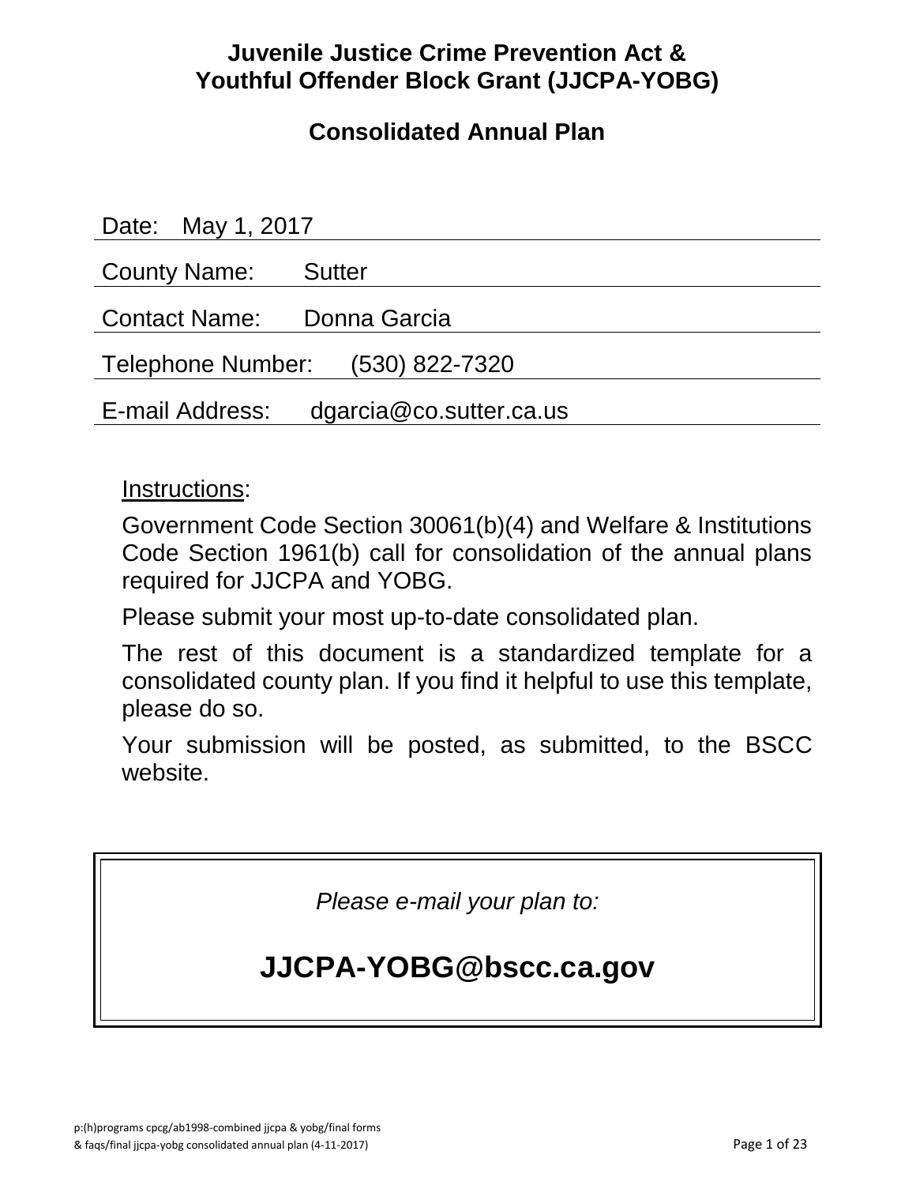# Juvenile Justice Crime Prevention Act & Youthful Offender Block Grant (JJCPA-YOBG)

## Consolidated Annual Plan

Date: May 1, 2017

County Name: Sutter

Contact Name: Donna Garcia

Telephone Number: (530) 822-7320

E-mail Address: dgarcia@co.sutter.ca.us

Instructions:

Government Code Section 30061(b)(4) and Welfare & Institutions Code Section 1961(b) call for consolidation of the annual plans required for JJCPA and YOBG.

Please submit your most up-to-date consolidated plan.

The rest of this document is a standardized template for a consolidated county plan. If you find it helpful to use this template, please do so.

Your submission will be posted, as submitted, to the BSCC website.

*Please e-mail your plan to:*

**JJCPA-YOBG@bscc.ca.gov**

p:(h)programs cpcg/ab1998-combined jjcpa & yobg/final forms & faqs/final jjcpa-yobg consolidated annual plan (4-11-2017)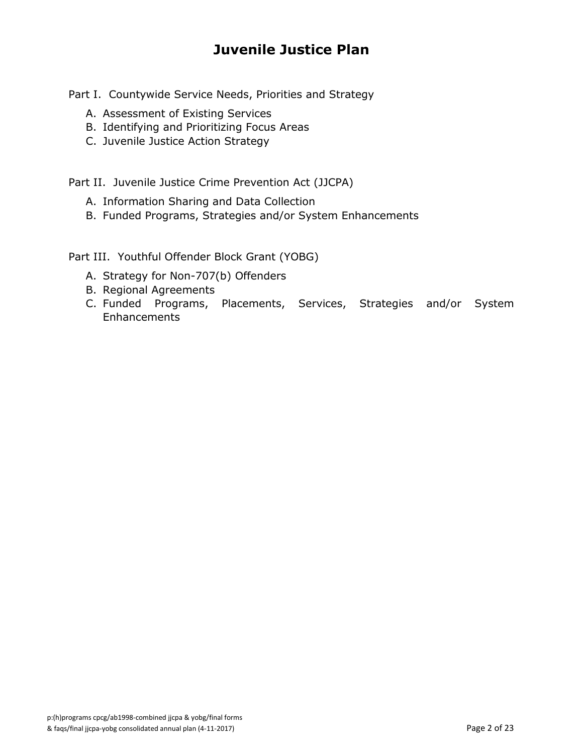# Juvenile Justice Plan

Part I. Countywide Service Needs, Priorities and Strategy

A. Assessment of Existing Services
B. Identifying and Prioritizing Focus Areas
C. Juvenile Justice Action Strategy

Part II. Juvenile Justice Crime Prevention Act (JJCPA)

A. Information Sharing and Data Collection
B. Funded Programs, Strategies and/or System Enhancements

Part III. Youthful Offender Block Grant (YOBG)

A. Strategy for Non-707(b) Offenders
B. Regional Agreements
C. Funded Programs, Placements, Services, Strategies and/or System Enhancements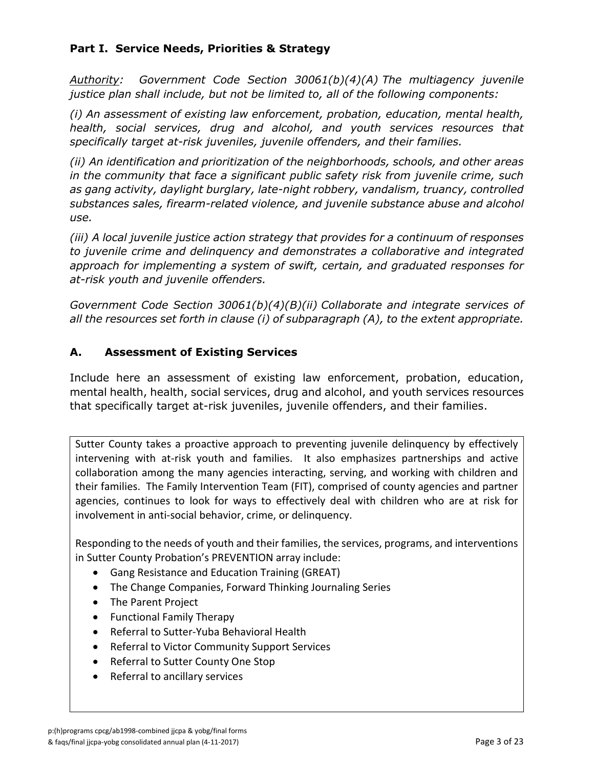## Part I. Service Needs, Priorities & Strategy

*Authority: Government Code Section 30061(b)(4)(A) The multiagency juvenile justice plan shall include, but not be limited to, all of the following components:*

*(i) An assessment of existing law enforcement, probation, education, mental health, health, social services, drug and alcohol, and youth services resources that specifically target at-risk juveniles, juvenile offenders, and their families.*

*(ii) An identification and prioritization of the neighborhoods, schools, and other areas in the community that face a significant public safety risk from juvenile crime, such as gang activity, daylight burglary, late-night robbery, vandalism, truancy, controlled substances sales, firearm-related violence, and juvenile substance abuse and alcohol use.*

*(iii) A local juvenile justice action strategy that provides for a continuum of responses to juvenile crime and delinquency and demonstrates a collaborative and integrated approach for implementing a system of swift, certain, and graduated responses for at-risk youth and juvenile offenders.*

*Government Code Section 30061(b)(4)(B)(ii) Collaborate and integrate services of all the resources set forth in clause (i) of subparagraph (A), to the extent appropriate.*

### A. Assessment of Existing Services

Include here an assessment of existing law enforcement, probation, education, mental health, health, social services, drug and alcohol, and youth services resources that specifically target at-risk juveniles, juvenile offenders, and their families.

Sutter County takes a proactive approach to preventing juvenile delinquency by effectively intervening with at-risk youth and families. It also emphasizes partnerships and active collaboration among the many agencies interacting, serving, and working with children and their families. The Family Intervention Team (FIT), comprised of county agencies and partner agencies, continues to look for ways to effectively deal with children who are at risk for involvement in anti-social behavior, crime, or delinquency.

Responding to the needs of youth and their families, the services, programs, and interventions in Sutter County Probation's PREVENTION array include:

- Gang Resistance and Education Training (GREAT)
- The Change Companies, Forward Thinking Journaling Series
- The Parent Project
- Functional Family Therapy
- Referral to Sutter-Yuba Behavioral Health
- Referral to Victor Community Support Services
- Referral to Sutter County One Stop
- Referral to ancillary services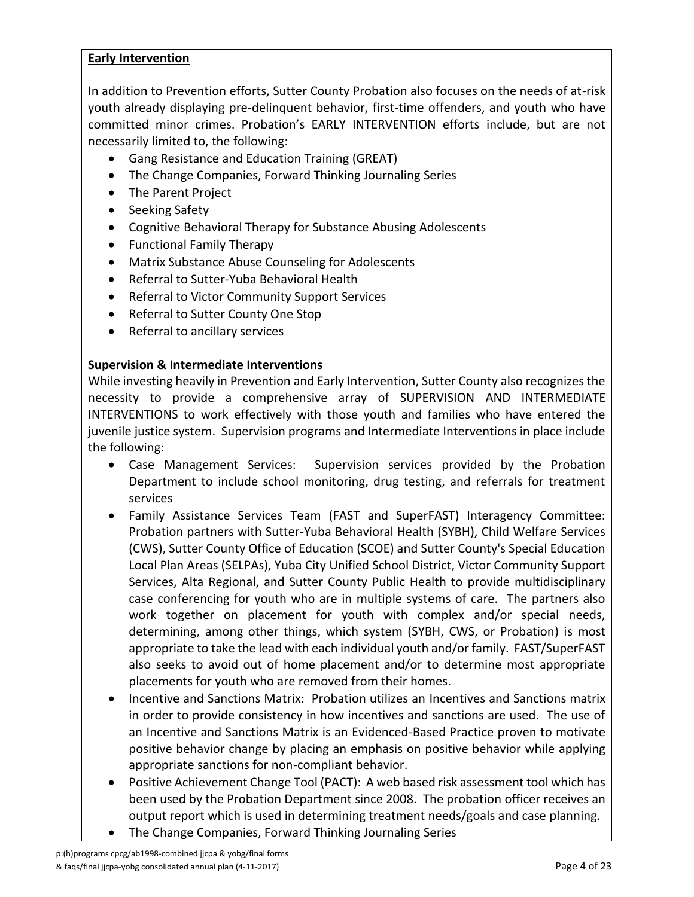**Early Intervention**

In addition to Prevention efforts, Sutter County Probation also focuses on the needs of at-risk youth already displaying pre-delinquent behavior, first-time offenders, and youth who have committed minor crimes. Probation's EARLY INTERVENTION efforts include, but are not necessarily limited to, the following:

- Gang Resistance and Education Training (GREAT)
- The Change Companies, Forward Thinking Journaling Series
- The Parent Project
- Seeking Safety
- Cognitive Behavioral Therapy for Substance Abusing Adolescents
- Functional Family Therapy
- Matrix Substance Abuse Counseling for Adolescents
- Referral to Sutter-Yuba Behavioral Health
- Referral to Victor Community Support Services
- Referral to Sutter County One Stop
- Referral to ancillary services

**Supervision & Intermediate Interventions**

While investing heavily in Prevention and Early Intervention, Sutter County also recognizes the necessity to provide a comprehensive array of SUPERVISION AND INTERMEDIATE INTERVENTIONS to work effectively with those youth and families who have entered the juvenile justice system. Supervision programs and Intermediate Interventions in place include the following:

- Case Management Services: Supervision services provided by the Probation Department to include school monitoring, drug testing, and referrals for treatment services
- Family Assistance Services Team (FAST and SuperFAST) Interagency Committee: Probation partners with Sutter-Yuba Behavioral Health (SYBH), Child Welfare Services (CWS), Sutter County Office of Education (SCOE) and Sutter County's Special Education Local Plan Areas (SELPAs), Yuba City Unified School District, Victor Community Support Services, Alta Regional, and Sutter County Public Health to provide multidisciplinary case conferencing for youth who are in multiple systems of care. The partners also work together on placement for youth with complex and/or special needs, determining, among other things, which system (SYBH, CWS, or Probation) is most appropriate to take the lead with each individual youth and/or family. FAST/SuperFAST also seeks to avoid out of home placement and/or to determine most appropriate placements for youth who are removed from their homes.
- Incentive and Sanctions Matrix: Probation utilizes an Incentives and Sanctions matrix in order to provide consistency in how incentives and sanctions are used. The use of an Incentive and Sanctions Matrix is an Evidenced-Based Practice proven to motivate positive behavior change by placing an emphasis on positive behavior while applying appropriate sanctions for non-compliant behavior.
- Positive Achievement Change Tool (PACT): A web based risk assessment tool which has been used by the Probation Department since 2008. The probation officer receives an output report which is used in determining treatment needs/goals and case planning.
- The Change Companies, Forward Thinking Journaling Series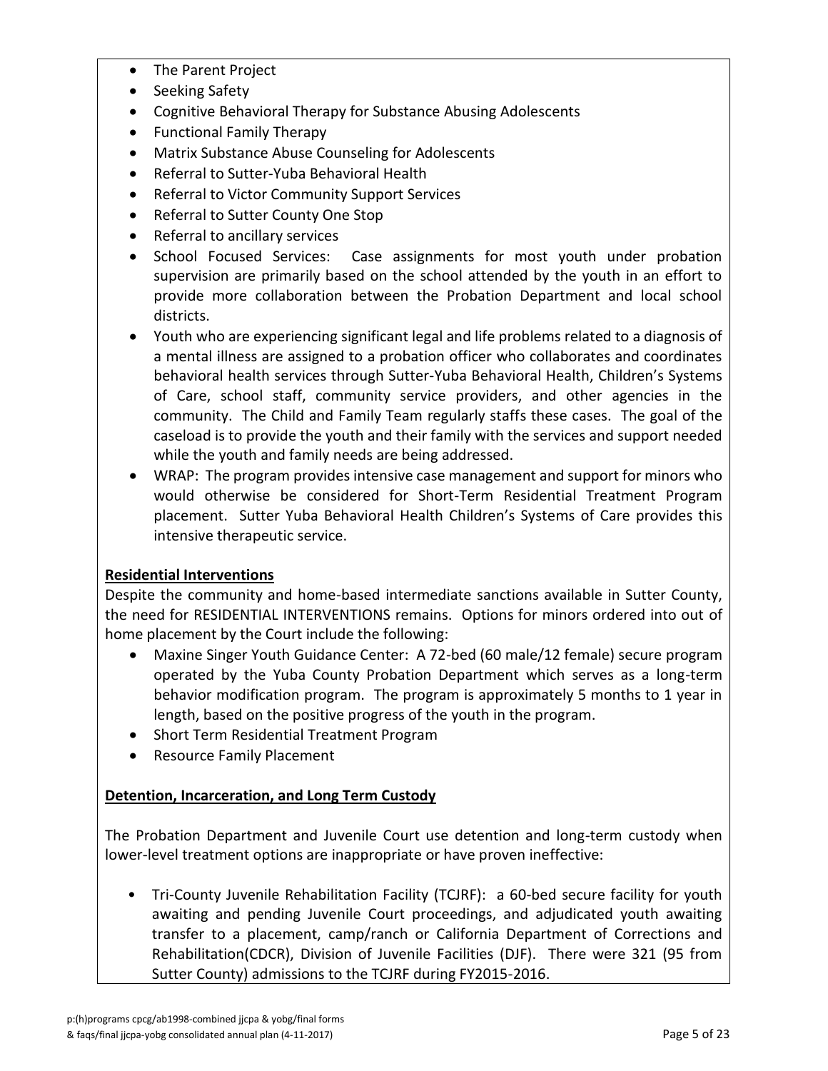- The Parent Project
- Seeking Safety
- Cognitive Behavioral Therapy for Substance Abusing Adolescents
- Functional Family Therapy
- Matrix Substance Abuse Counseling for Adolescents
- Referral to Sutter-Yuba Behavioral Health
- Referral to Victor Community Support Services
- Referral to Sutter County One Stop
- Referral to ancillary services
- School Focused Services: Case assignments for most youth under probation supervision are primarily based on the school attended by the youth in an effort to provide more collaboration between the Probation Department and local school districts.
- Youth who are experiencing significant legal and life problems related to a diagnosis of a mental illness are assigned to a probation officer who collaborates and coordinates behavioral health services through Sutter-Yuba Behavioral Health, Children's Systems of Care, school staff, community service providers, and other agencies in the community. The Child and Family Team regularly staffs these cases. The goal of the caseload is to provide the youth and their family with the services and support needed while the youth and family needs are being addressed.
- WRAP: The program provides intensive case management and support for minors who would otherwise be considered for Short-Term Residential Treatment Program placement. Sutter Yuba Behavioral Health Children's Systems of Care provides this intensive therapeutic service.

**Residential Interventions**

Despite the community and home-based intermediate sanctions available in Sutter County, the need for RESIDENTIAL INTERVENTIONS remains. Options for minors ordered into out of home placement by the Court include the following:

- Maxine Singer Youth Guidance Center: A 72-bed (60 male/12 female) secure program operated by the Yuba County Probation Department which serves as a long-term behavior modification program. The program is approximately 5 months to 1 year in length, based on the positive progress of the youth in the program.
- Short Term Residential Treatment Program
- Resource Family Placement

**Detention, Incarceration, and Long Term Custody**

The Probation Department and Juvenile Court use detention and long-term custody when lower-level treatment options are inappropriate or have proven ineffective:

- Tri-County Juvenile Rehabilitation Facility (TCJRF): a 60-bed secure facility for youth awaiting and pending Juvenile Court proceedings, and adjudicated youth awaiting transfer to a placement, camp/ranch or California Department of Corrections and Rehabilitation(CDCR), Division of Juvenile Facilities (DJF). There were 321 (95 from Sutter County) admissions to the TCJRF during FY2015-2016.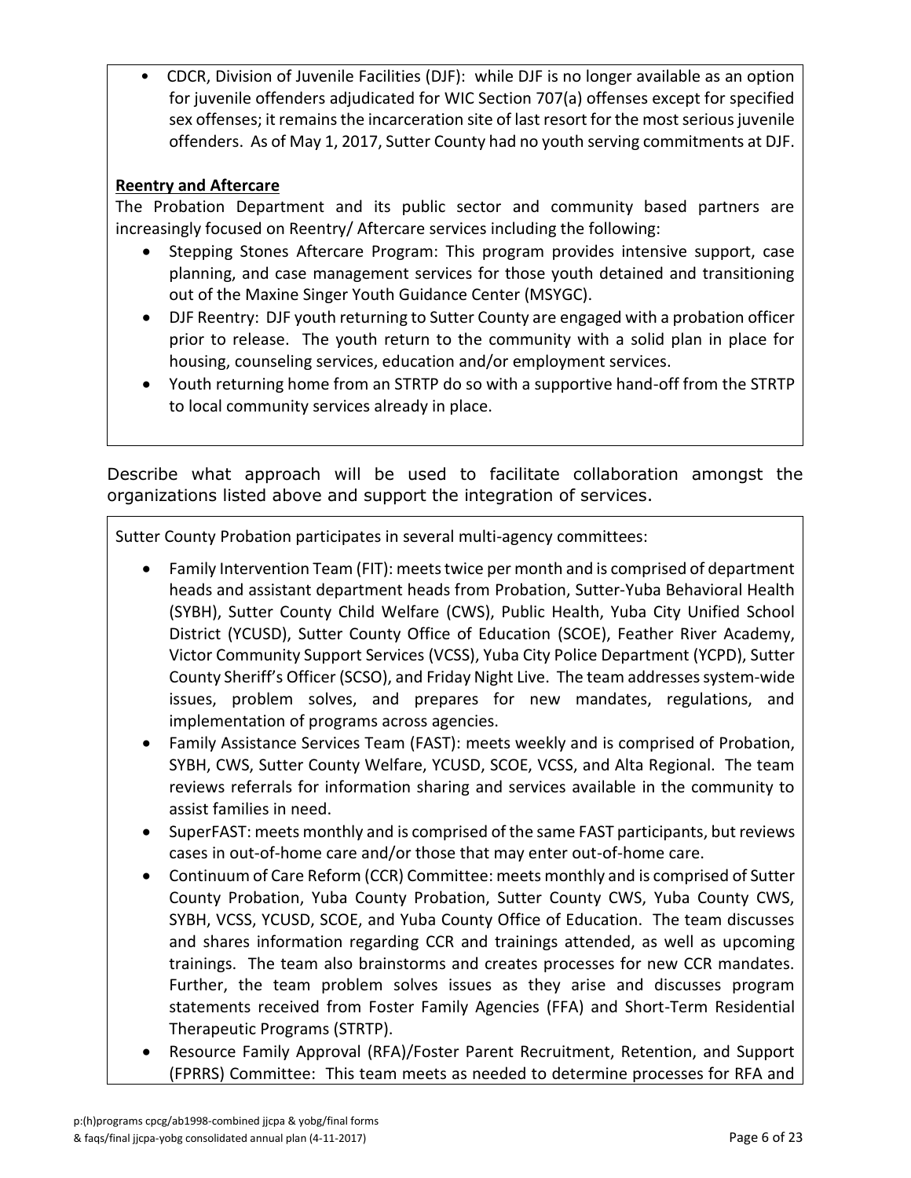- CDCR, Division of Juvenile Facilities (DJF): while DJF is no longer available as an option for juvenile offenders adjudicated for WIC Section 707(a) offenses except for specified sex offenses; it remains the incarceration site of last resort for the most serious juvenile offenders. As of May 1, 2017, Sutter County had no youth serving commitments at DJF.

**Reentry and Aftercare**

The Probation Department and its public sector and community based partners are increasingly focused on Reentry/ Aftercare services including the following:

- Stepping Stones Aftercare Program: This program provides intensive support, case planning, and case management services for those youth detained and transitioning out of the Maxine Singer Youth Guidance Center (MSYGC).
- DJF Reentry: DJF youth returning to Sutter County are engaged with a probation officer prior to release. The youth return to the community with a solid plan in place for housing, counseling services, education and/or employment services.
- Youth returning home from an STRTP do so with a supportive hand-off from the STRTP to local community services already in place.

Describe what approach will be used to facilitate collaboration amongst the organizations listed above and support the integration of services.

Sutter County Probation participates in several multi-agency committees:

- Family Intervention Team (FIT): meets twice per month and is comprised of department heads and assistant department heads from Probation, Sutter-Yuba Behavioral Health (SYBH), Sutter County Child Welfare (CWS), Public Health, Yuba City Unified School District (YCUSD), Sutter County Office of Education (SCOE), Feather River Academy, Victor Community Support Services (VCSS), Yuba City Police Department (YCPD), Sutter County Sheriff's Officer (SCSO), and Friday Night Live. The team addresses system-wide issues, problem solves, and prepares for new mandates, regulations, and implementation of programs across agencies.
- Family Assistance Services Team (FAST): meets weekly and is comprised of Probation, SYBH, CWS, Sutter County Welfare, YCUSD, SCOE, VCSS, and Alta Regional. The team reviews referrals for information sharing and services available in the community to assist families in need.
- SuperFAST: meets monthly and is comprised of the same FAST participants, but reviews cases in out-of-home care and/or those that may enter out-of-home care.
- Continuum of Care Reform (CCR) Committee: meets monthly and is comprised of Sutter County Probation, Yuba County Probation, Sutter County CWS, Yuba County CWS, SYBH, VCSS, YCUSD, SCOE, and Yuba County Office of Education. The team discusses and shares information regarding CCR and trainings attended, as well as upcoming trainings. The team also brainstorms and creates processes for new CCR mandates. Further, the team problem solves issues as they arise and discusses program statements received from Foster Family Agencies (FFA) and Short-Term Residential Therapeutic Programs (STRTP).
- Resource Family Approval (RFA)/Foster Parent Recruitment, Retention, and Support (FPRRS) Committee: This team meets as needed to determine processes for RFA and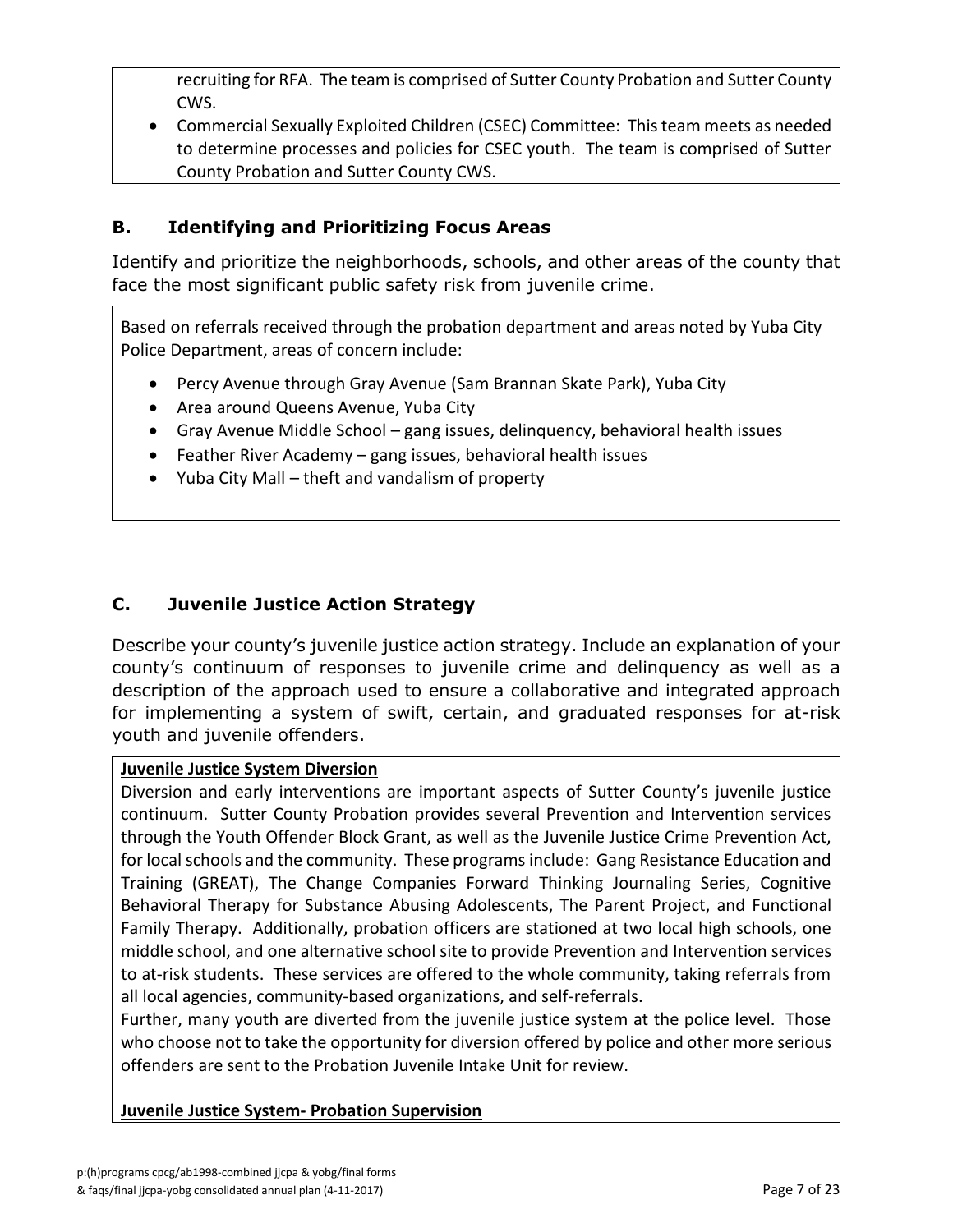recruiting for RFA. The team is comprised of Sutter County Probation and Sutter County CWS.

- Commercial Sexually Exploited Children (CSEC) Committee: This team meets as needed to determine processes and policies for CSEC youth. The team is comprised of Sutter County Probation and Sutter County CWS.

### B. Identifying and Prioritizing Focus Areas

Identify and prioritize the neighborhoods, schools, and other areas of the county that face the most significant public safety risk from juvenile crime.

Based on referrals received through the probation department and areas noted by Yuba City Police Department, areas of concern include:

- Percy Avenue through Gray Avenue (Sam Brannan Skate Park), Yuba City
- Area around Queens Avenue, Yuba City
- Gray Avenue Middle School – gang issues, delinquency, behavioral health issues
- Feather River Academy – gang issues, behavioral health issues
- Yuba City Mall – theft and vandalism of property

### C. Juvenile Justice Action Strategy

Describe your county's juvenile justice action strategy. Include an explanation of your county's continuum of responses to juvenile crime and delinquency as well as a description of the approach used to ensure a collaborative and integrated approach for implementing a system of swift, certain, and graduated responses for at-risk youth and juvenile offenders.

**Juvenile Justice System Diversion**

Diversion and early interventions are important aspects of Sutter County's juvenile justice continuum. Sutter County Probation provides several Prevention and Intervention services through the Youth Offender Block Grant, as well as the Juvenile Justice Crime Prevention Act, for local schools and the community. These programs include: Gang Resistance Education and Training (GREAT), The Change Companies Forward Thinking Journaling Series, Cognitive Behavioral Therapy for Substance Abusing Adolescents, The Parent Project, and Functional Family Therapy. Additionally, probation officers are stationed at two local high schools, one middle school, and one alternative school site to provide Prevention and Intervention services to at-risk students. These services are offered to the whole community, taking referrals from all local agencies, community-based organizations, and self-referrals.

Further, many youth are diverted from the juvenile justice system at the police level. Those who choose not to take the opportunity for diversion offered by police and other more serious offenders are sent to the Probation Juvenile Intake Unit for review.

**Juvenile Justice System- Probation Supervision**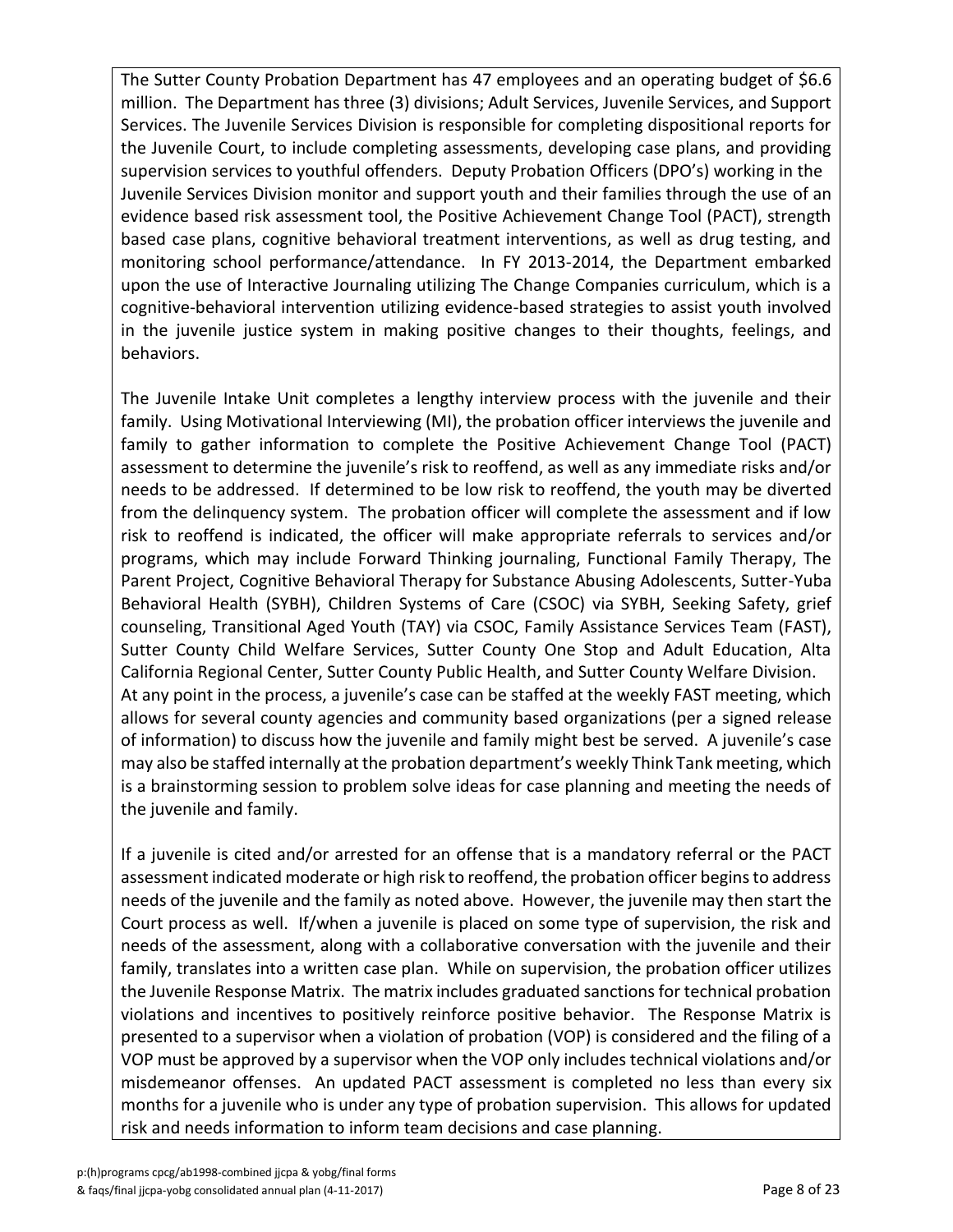The Sutter County Probation Department has 47 employees and an operating budget of $6.6 million. The Department has three (3) divisions; Adult Services, Juvenile Services, and Support Services. The Juvenile Services Division is responsible for completing dispositional reports for the Juvenile Court, to include completing assessments, developing case plans, and providing supervision services to youthful offenders. Deputy Probation Officers (DPO's) working in the Juvenile Services Division monitor and support youth and their families through the use of an evidence based risk assessment tool, the Positive Achievement Change Tool (PACT), strength based case plans, cognitive behavioral treatment interventions, as well as drug testing, and monitoring school performance/attendance. In FY 2013-2014, the Department embarked upon the use of Interactive Journaling utilizing The Change Companies curriculum, which is a cognitive-behavioral intervention utilizing evidence-based strategies to assist youth involved in the juvenile justice system in making positive changes to their thoughts, feelings, and behaviors.

The Juvenile Intake Unit completes a lengthy interview process with the juvenile and their family. Using Motivational Interviewing (MI), the probation officer interviews the juvenile and family to gather information to complete the Positive Achievement Change Tool (PACT) assessment to determine the juvenile's risk to reoffend, as well as any immediate risks and/or needs to be addressed. If determined to be low risk to reoffend, the youth may be diverted from the delinquency system. The probation officer will complete the assessment and if low risk to reoffend is indicated, the officer will make appropriate referrals to services and/or programs, which may include Forward Thinking journaling, Functional Family Therapy, The Parent Project, Cognitive Behavioral Therapy for Substance Abusing Adolescents, Sutter-Yuba Behavioral Health (SYBH), Children Systems of Care (CSOC) via SYBH, Seeking Safety, grief counseling, Transitional Aged Youth (TAY) via CSOC, Family Assistance Services Team (FAST), Sutter County Child Welfare Services, Sutter County One Stop and Adult Education, Alta California Regional Center, Sutter County Public Health, and Sutter County Welfare Division. At any point in the process, a juvenile's case can be staffed at the weekly FAST meeting, which allows for several county agencies and community based organizations (per a signed release of information) to discuss how the juvenile and family might best be served. A juvenile's case may also be staffed internally at the probation department's weekly Think Tank meeting, which is a brainstorming session to problem solve ideas for case planning and meeting the needs of the juvenile and family.

If a juvenile is cited and/or arrested for an offense that is a mandatory referral or the PACT assessment indicated moderate or high risk to reoffend, the probation officer begins to address needs of the juvenile and the family as noted above. However, the juvenile may then start the Court process as well. If/when a juvenile is placed on some type of supervision, the risk and needs of the assessment, along with a collaborative conversation with the juvenile and their family, translates into a written case plan. While on supervision, the probation officer utilizes the Juvenile Response Matrix. The matrix includes graduated sanctions for technical probation violations and incentives to positively reinforce positive behavior. The Response Matrix is presented to a supervisor when a violation of probation (VOP) is considered and the filing of a VOP must be approved by a supervisor when the VOP only includes technical violations and/or misdemeanor offenses. An updated PACT assessment is completed no less than every six months for a juvenile who is under any type of probation supervision. This allows for updated risk and needs information to inform team decisions and case planning.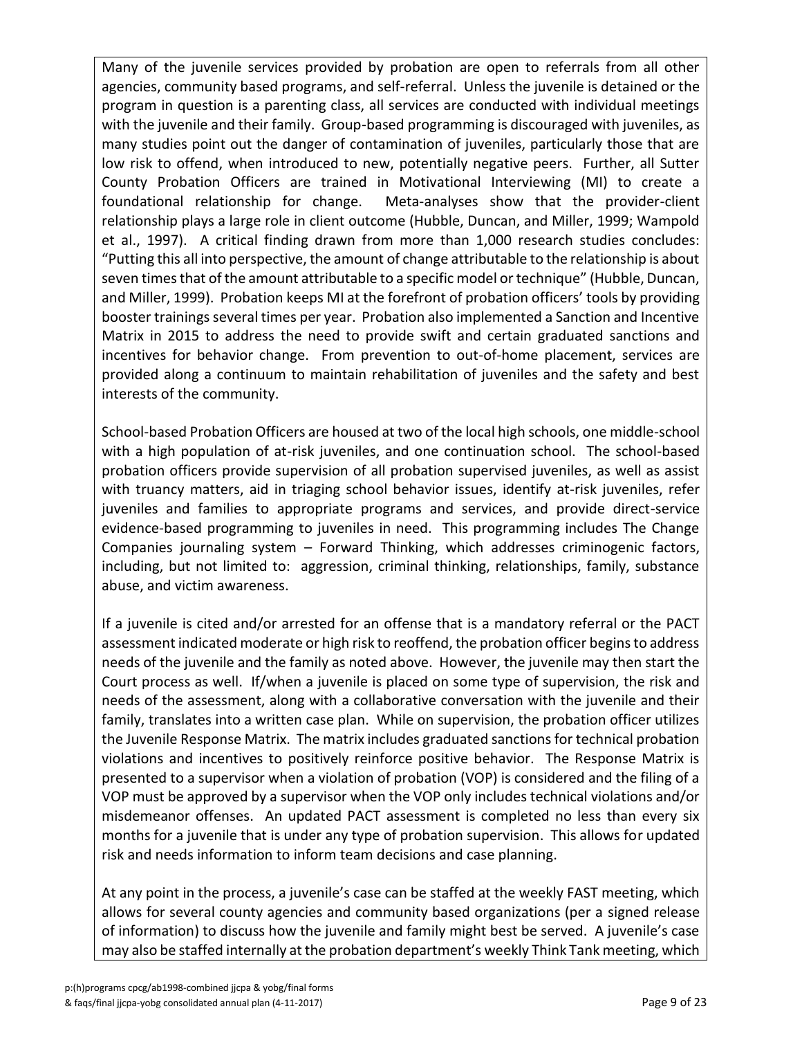Many of the juvenile services provided by probation are open to referrals from all other agencies, community based programs, and self-referral. Unless the juvenile is detained or the program in question is a parenting class, all services are conducted with individual meetings with the juvenile and their family. Group-based programming is discouraged with juveniles, as many studies point out the danger of contamination of juveniles, particularly those that are low risk to offend, when introduced to new, potentially negative peers. Further, all Sutter County Probation Officers are trained in Motivational Interviewing (MI) to create a foundational relationship for change. Meta-analyses show that the provider-client relationship plays a large role in client outcome (Hubble, Duncan, and Miller, 1999; Wampold et al., 1997). A critical finding drawn from more than 1,000 research studies concludes: "Putting this all into perspective, the amount of change attributable to the relationship is about seven times that of the amount attributable to a specific model or technique" (Hubble, Duncan, and Miller, 1999). Probation keeps MI at the forefront of probation officers' tools by providing booster trainings several times per year. Probation also implemented a Sanction and Incentive Matrix in 2015 to address the need to provide swift and certain graduated sanctions and incentives for behavior change. From prevention to out-of-home placement, services are provided along a continuum to maintain rehabilitation of juveniles and the safety and best interests of the community.

School-based Probation Officers are housed at two of the local high schools, one middle-school with a high population of at-risk juveniles, and one continuation school. The school-based probation officers provide supervision of all probation supervised juveniles, as well as assist with truancy matters, aid in triaging school behavior issues, identify at-risk juveniles, refer juveniles and families to appropriate programs and services, and provide direct-service evidence-based programming to juveniles in need. This programming includes The Change Companies journaling system – Forward Thinking, which addresses criminogenic factors, including, but not limited to: aggression, criminal thinking, relationships, family, substance abuse, and victim awareness.

If a juvenile is cited and/or arrested for an offense that is a mandatory referral or the PACT assessment indicated moderate or high risk to reoffend, the probation officer begins to address needs of the juvenile and the family as noted above. However, the juvenile may then start the Court process as well. If/when a juvenile is placed on some type of supervision, the risk and needs of the assessment, along with a collaborative conversation with the juvenile and their family, translates into a written case plan. While on supervision, the probation officer utilizes the Juvenile Response Matrix. The matrix includes graduated sanctions for technical probation violations and incentives to positively reinforce positive behavior. The Response Matrix is presented to a supervisor when a violation of probation (VOP) is considered and the filing of a VOP must be approved by a supervisor when the VOP only includes technical violations and/or misdemeanor offenses. An updated PACT assessment is completed no less than every six months for a juvenile that is under any type of probation supervision. This allows for updated risk and needs information to inform team decisions and case planning.

At any point in the process, a juvenile's case can be staffed at the weekly FAST meeting, which allows for several county agencies and community based organizations (per a signed release of information) to discuss how the juvenile and family might best be served. A juvenile's case may also be staffed internally at the probation department's weekly Think Tank meeting, which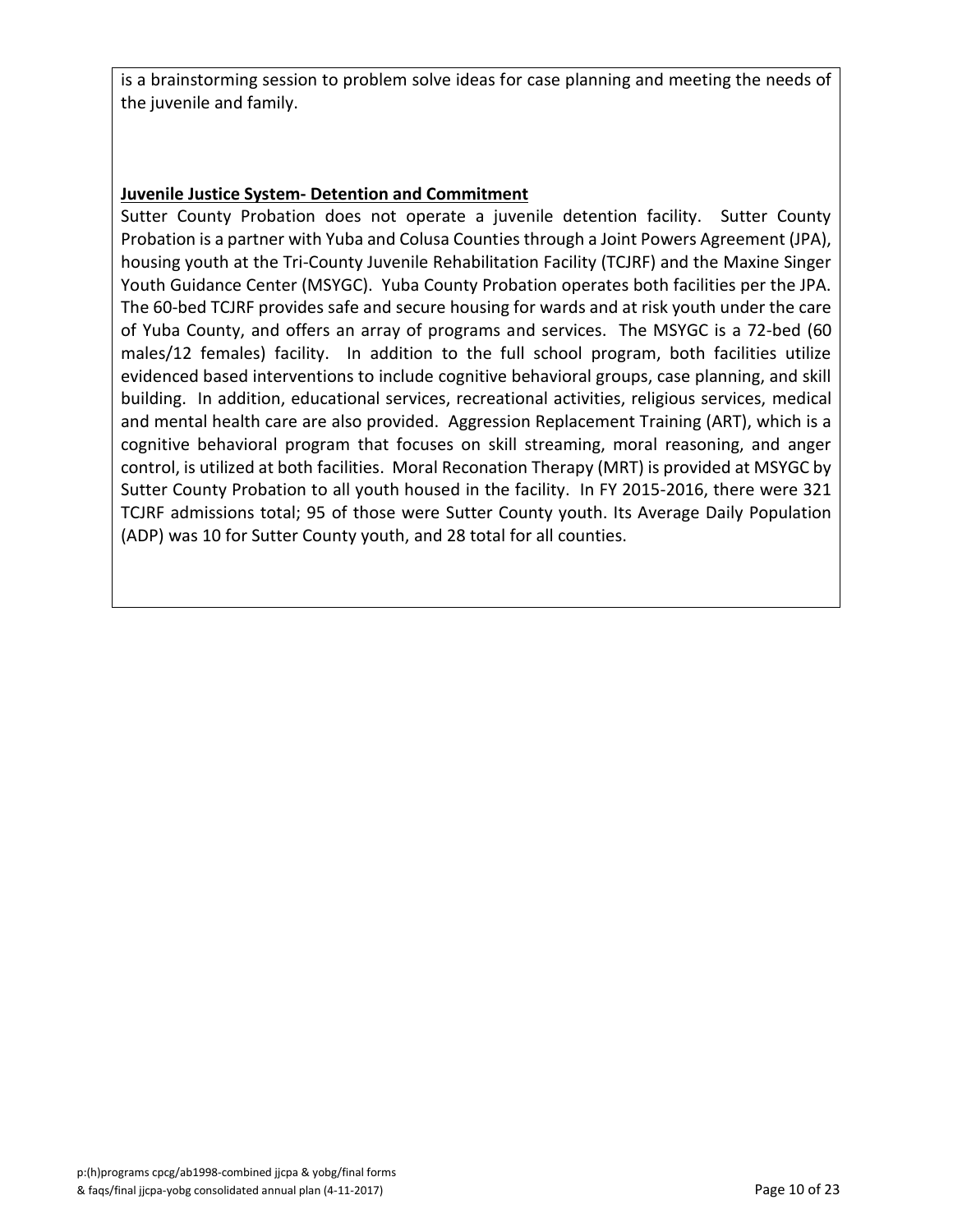is a brainstorming session to problem solve ideas for case planning and meeting the needs of the juvenile and family.

**Juvenile Justice System- Detention and Commitment**

Sutter County Probation does not operate a juvenile detention facility. Sutter County Probation is a partner with Yuba and Colusa Counties through a Joint Powers Agreement (JPA), housing youth at the Tri-County Juvenile Rehabilitation Facility (TCJRF) and the Maxine Singer Youth Guidance Center (MSYGC). Yuba County Probation operates both facilities per the JPA. The 60-bed TCJRF provides safe and secure housing for wards and at risk youth under the care of Yuba County, and offers an array of programs and services. The MSYGC is a 72-bed (60 males/12 females) facility. In addition to the full school program, both facilities utilize evidenced based interventions to include cognitive behavioral groups, case planning, and skill building. In addition, educational services, recreational activities, religious services, medical and mental health care are also provided. Aggression Replacement Training (ART), which is a cognitive behavioral program that focuses on skill streaming, moral reasoning, and anger control, is utilized at both facilities. Moral Reconation Therapy (MRT) is provided at MSYGC by Sutter County Probation to all youth housed in the facility. In FY 2015-2016, there were 321 TCJRF admissions total; 95 of those were Sutter County youth. Its Average Daily Population (ADP) was 10 for Sutter County youth, and 28 total for all counties.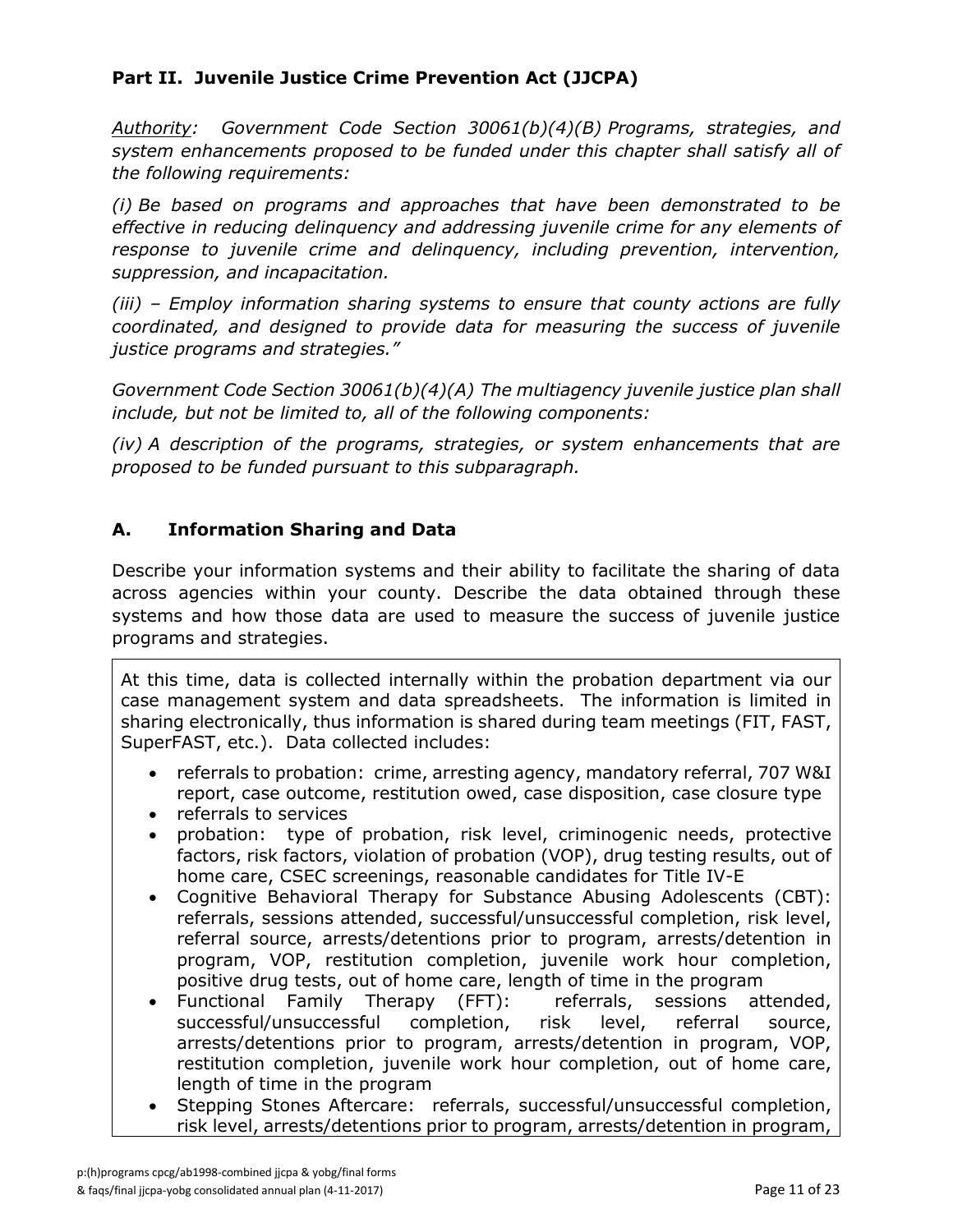## Part II. Juvenile Justice Crime Prevention Act (JJCPA)

*Authority: Government Code Section 30061(b)(4)(B) Programs, strategies, and system enhancements proposed to be funded under this chapter shall satisfy all of the following requirements:*

*(i) Be based on programs and approaches that have been demonstrated to be effective in reducing delinquency and addressing juvenile crime for any elements of response to juvenile crime and delinquency, including prevention, intervention, suppression, and incapacitation.*

*(iii) – Employ information sharing systems to ensure that county actions are fully coordinated, and designed to provide data for measuring the success of juvenile justice programs and strategies."*

*Government Code Section 30061(b)(4)(A) The multiagency juvenile justice plan shall include, but not be limited to, all of the following components:*

*(iv) A description of the programs, strategies, or system enhancements that are proposed to be funded pursuant to this subparagraph.*

### A. Information Sharing and Data

Describe your information systems and their ability to facilitate the sharing of data across agencies within your county. Describe the data obtained through these systems and how those data are used to measure the success of juvenile justice programs and strategies.

At this time, data is collected internally within the probation department via our case management system and data spreadsheets. The information is limited in sharing electronically, thus information is shared during team meetings (FIT, FAST, SuperFAST, etc.). Data collected includes:

- referrals to probation: crime, arresting agency, mandatory referral, 707 W&I report, case outcome, restitution owed, case disposition, case closure type
- referrals to services
- probation: type of probation, risk level, criminogenic needs, protective factors, risk factors, violation of probation (VOP), drug testing results, out of home care, CSEC screenings, reasonable candidates for Title IV-E
- Cognitive Behavioral Therapy for Substance Abusing Adolescents (CBT): referrals, sessions attended, successful/unsuccessful completion, risk level, referral source, arrests/detentions prior to program, arrests/detention in program, VOP, restitution completion, juvenile work hour completion, positive drug tests, out of home care, length of time in the program
- Functional Family Therapy (FFT): referrals, sessions attended, successful/unsuccessful completion, risk level, referral source, arrests/detentions prior to program, arrests/detention in program, VOP, restitution completion, juvenile work hour completion, out of home care, length of time in the program
- Stepping Stones Aftercare: referrals, successful/unsuccessful completion, risk level, arrests/detentions prior to program, arrests/detention in program,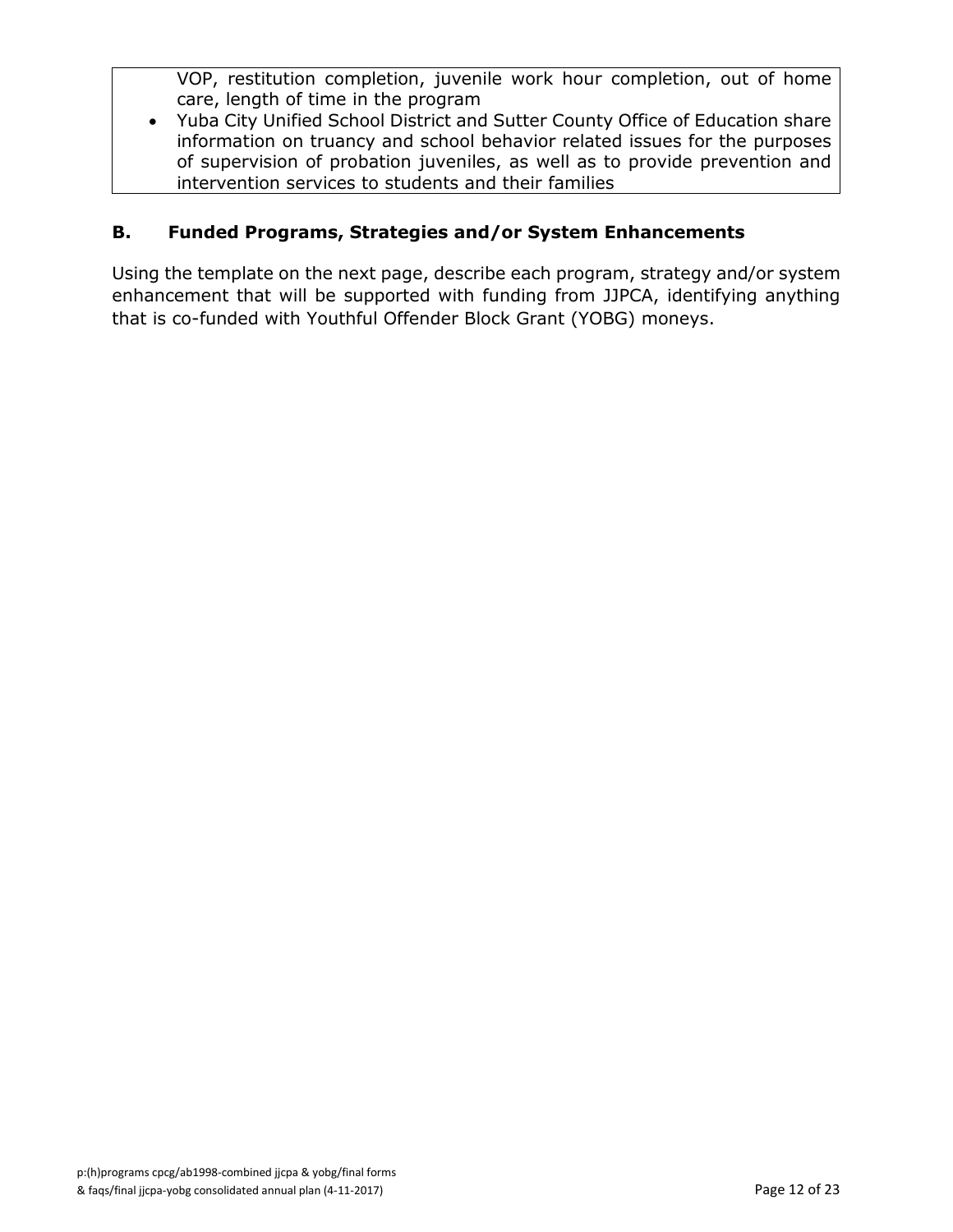VOP, restitution completion, juvenile work hour completion, out of home care, length of time in the program

- Yuba City Unified School District and Sutter County Office of Education share information on truancy and school behavior related issues for the purposes of supervision of probation juveniles, as well as to provide prevention and intervention services to students and their families

## B. Funded Programs, Strategies and/or System Enhancements

Using the template on the next page, describe each program, strategy and/or system enhancement that will be supported with funding from JJPCA, identifying anything that is co-funded with Youthful Offender Block Grant (YOBG) moneys.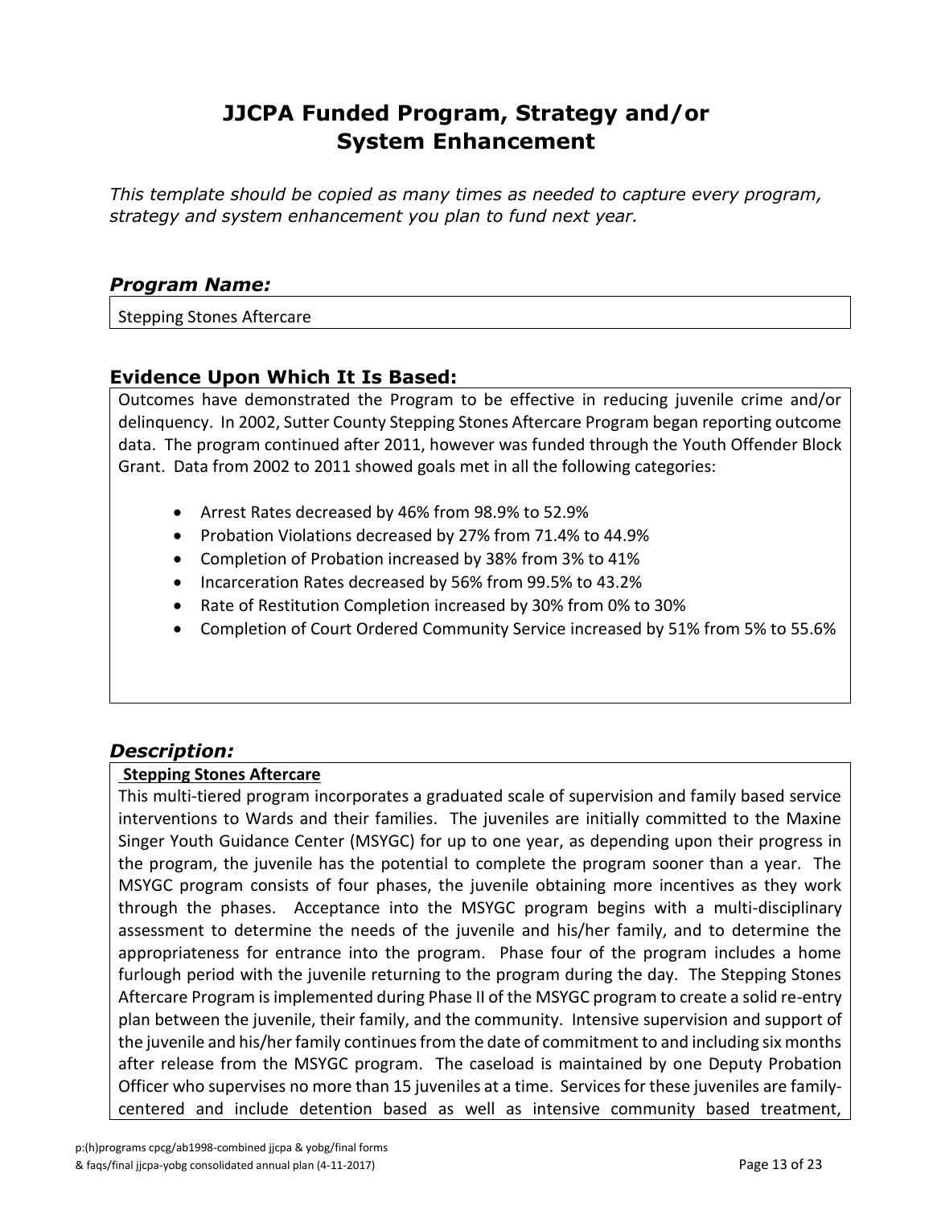# JJCPA Funded Program, Strategy and/or System Enhancement

*This template should be copied as many times as needed to capture every program, strategy and system enhancement you plan to fund next year.*

### *Program Name:*

Stepping Stones Aftercare

### Evidence Upon Which It Is Based:

Outcomes have demonstrated the Program to be effective in reducing juvenile crime and/or delinquency. In 2002, Sutter County Stepping Stones Aftercare Program began reporting outcome data. The program continued after 2011, however was funded through the Youth Offender Block Grant. Data from 2002 to 2011 showed goals met in all the following categories:

- Arrest Rates decreased by 46% from 98.9% to 52.9%
- Probation Violations decreased by 27% from 71.4% to 44.9%
- Completion of Probation increased by 38% from 3% to 41%
- Incarceration Rates decreased by 56% from 99.5% to 43.2%
- Rate of Restitution Completion increased by 30% from 0% to 30%
- Completion of Court Ordered Community Service increased by 51% from 5% to 55.6%

### *Description:*

**Stepping Stones Aftercare**

This multi-tiered program incorporates a graduated scale of supervision and family based service interventions to Wards and their families. The juveniles are initially committed to the Maxine Singer Youth Guidance Center (MSYGC) for up to one year, as depending upon their progress in the program, the juvenile has the potential to complete the program sooner than a year. The MSYGC program consists of four phases, the juvenile obtaining more incentives as they work through the phases. Acceptance into the MSYGC program begins with a multi-disciplinary assessment to determine the needs of the juvenile and his/her family, and to determine the appropriateness for entrance into the program. Phase four of the program includes a home furlough period with the juvenile returning to the program during the day. The Stepping Stones Aftercare Program is implemented during Phase II of the MSYGC program to create a solid re-entry plan between the juvenile, their family, and the community. Intensive supervision and support of the juvenile and his/her family continues from the date of commitment to and including six months after release from the MSYGC program. The caseload is maintained by one Deputy Probation Officer who supervises no more than 15 juveniles at a time. Services for these juveniles are family-centered and include detention based as well as intensive community based treatment,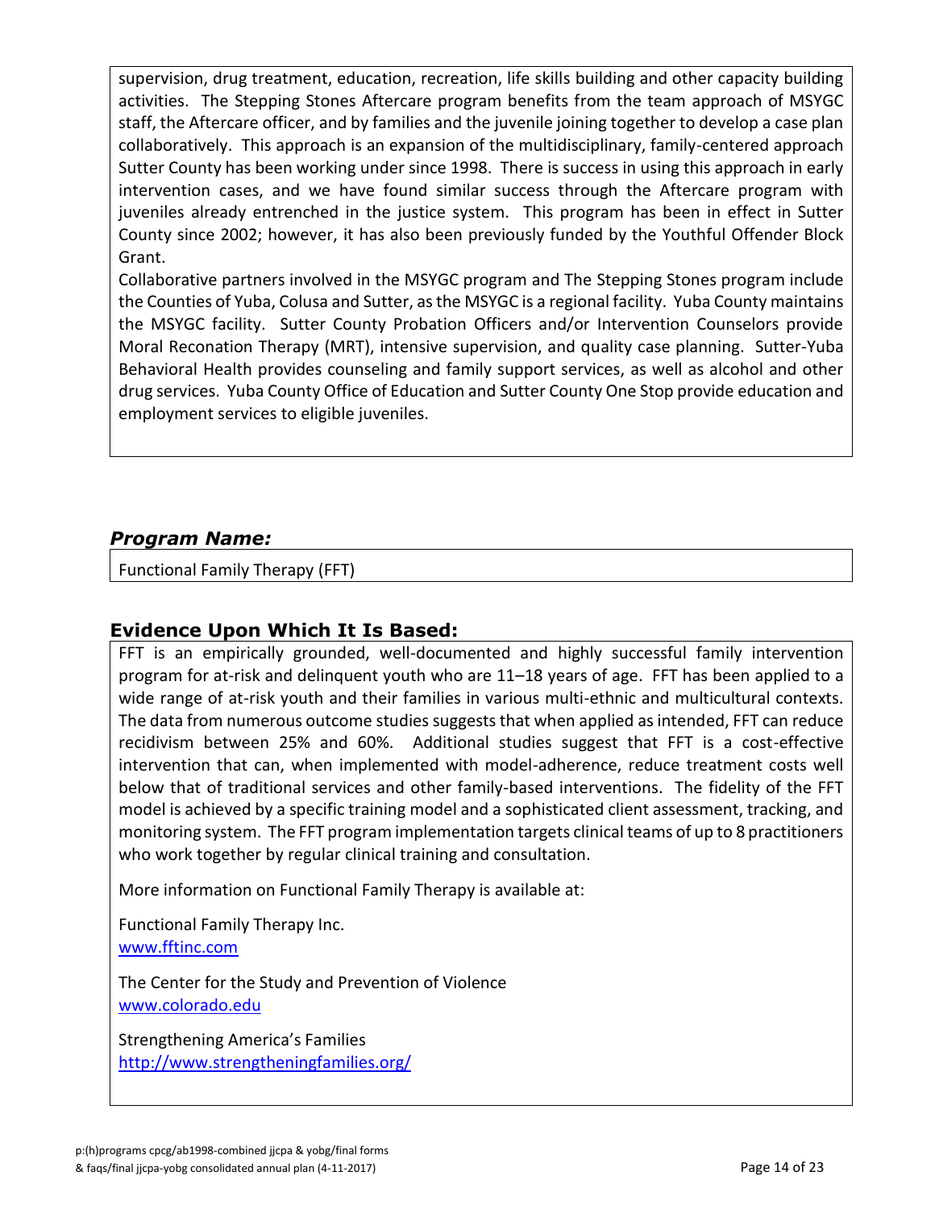supervision, drug treatment, education, recreation, life skills building and other capacity building activities. The Stepping Stones Aftercare program benefits from the team approach of MSYGC staff, the Aftercare officer, and by families and the juvenile joining together to develop a case plan collaboratively. This approach is an expansion of the multidisciplinary, family-centered approach Sutter County has been working under since 1998. There is success in using this approach in early intervention cases, and we have found similar success through the Aftercare program with juveniles already entrenched in the justice system. This program has been in effect in Sutter County since 2002; however, it has also been previously funded by the Youthful Offender Block Grant.

Collaborative partners involved in the MSYGC program and The Stepping Stones program include the Counties of Yuba, Colusa and Sutter, as the MSYGC is a regional facility. Yuba County maintains the MSYGC facility. Sutter County Probation Officers and/or Intervention Counselors provide Moral Reconation Therapy (MRT), intensive supervision, and quality case planning. Sutter-Yuba Behavioral Health provides counseling and family support services, as well as alcohol and other drug services. Yuba County Office of Education and Sutter County One Stop provide education and employment services to eligible juveniles.

## *Program Name:*

Functional Family Therapy (FFT)

## Evidence Upon Which It Is Based:

FFT is an empirically grounded, well-documented and highly successful family intervention program for at-risk and delinquent youth who are 11–18 years of age. FFT has been applied to a wide range of at-risk youth and their families in various multi-ethnic and multicultural contexts. The data from numerous outcome studies suggests that when applied as intended, FFT can reduce recidivism between 25% and 60%. Additional studies suggest that FFT is a cost-effective intervention that can, when implemented with model-adherence, reduce treatment costs well below that of traditional services and other family-based interventions. The fidelity of the FFT model is achieved by a specific training model and a sophisticated client assessment, tracking, and monitoring system. The FFT program implementation targets clinical teams of up to 8 practitioners who work together by regular clinical training and consultation.

More information on Functional Family Therapy is available at:

Functional Family Therapy Inc.
www.fftinc.com

The Center for the Study and Prevention of Violence
www.colorado.edu

Strengthening America's Families
http://www.strengtheningfamilies.org/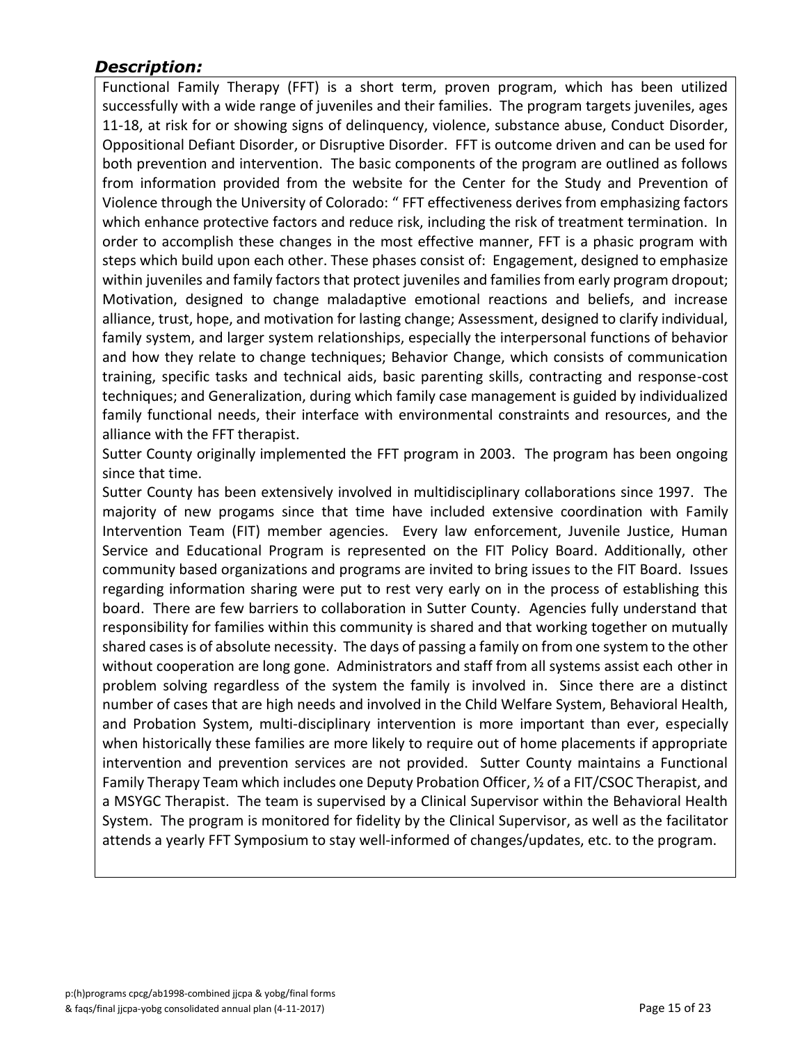### *Description:*

Functional Family Therapy (FFT) is a short term, proven program, which has been utilized successfully with a wide range of juveniles and their families. The program targets juveniles, ages 11-18, at risk for or showing signs of delinquency, violence, substance abuse, Conduct Disorder, Oppositional Defiant Disorder, or Disruptive Disorder. FFT is outcome driven and can be used for both prevention and intervention. The basic components of the program are outlined as follows from information provided from the website for the Center for the Study and Prevention of Violence through the University of Colorado: " FFT effectiveness derives from emphasizing factors which enhance protective factors and reduce risk, including the risk of treatment termination. In order to accomplish these changes in the most effective manner, FFT is a phasic program with steps which build upon each other. These phases consist of: Engagement, designed to emphasize within juveniles and family factors that protect juveniles and families from early program dropout; Motivation, designed to change maladaptive emotional reactions and beliefs, and increase alliance, trust, hope, and motivation for lasting change; Assessment, designed to clarify individual, family system, and larger system relationships, especially the interpersonal functions of behavior and how they relate to change techniques; Behavior Change, which consists of communication training, specific tasks and technical aids, basic parenting skills, contracting and response-cost techniques; and Generalization, during which family case management is guided by individualized family functional needs, their interface with environmental constraints and resources, and the alliance with the FFT therapist.

Sutter County originally implemented the FFT program in 2003. The program has been ongoing since that time.

Sutter County has been extensively involved in multidisciplinary collaborations since 1997. The majority of new progams since that time have included extensive coordination with Family Intervention Team (FIT) member agencies. Every law enforcement, Juvenile Justice, Human Service and Educational Program is represented on the FIT Policy Board. Additionally, other community based organizations and programs are invited to bring issues to the FIT Board. Issues regarding information sharing were put to rest very early on in the process of establishing this board. There are few barriers to collaboration in Sutter County. Agencies fully understand that responsibility for families within this community is shared and that working together on mutually shared cases is of absolute necessity. The days of passing a family on from one system to the other without cooperation are long gone. Administrators and staff from all systems assist each other in problem solving regardless of the system the family is involved in. Since there are a distinct number of cases that are high needs and involved in the Child Welfare System, Behavioral Health, and Probation System, multi-disciplinary intervention is more important than ever, especially when historically these families are more likely to require out of home placements if appropriate intervention and prevention services are not provided. Sutter County maintains a Functional Family Therapy Team which includes one Deputy Probation Officer, ½ of a FIT/CSOC Therapist, and a MSYGC Therapist. The team is supervised by a Clinical Supervisor within the Behavioral Health System. The program is monitored for fidelity by the Clinical Supervisor, as well as the facilitator attends a yearly FFT Symposium to stay well-informed of changes/updates, etc. to the program.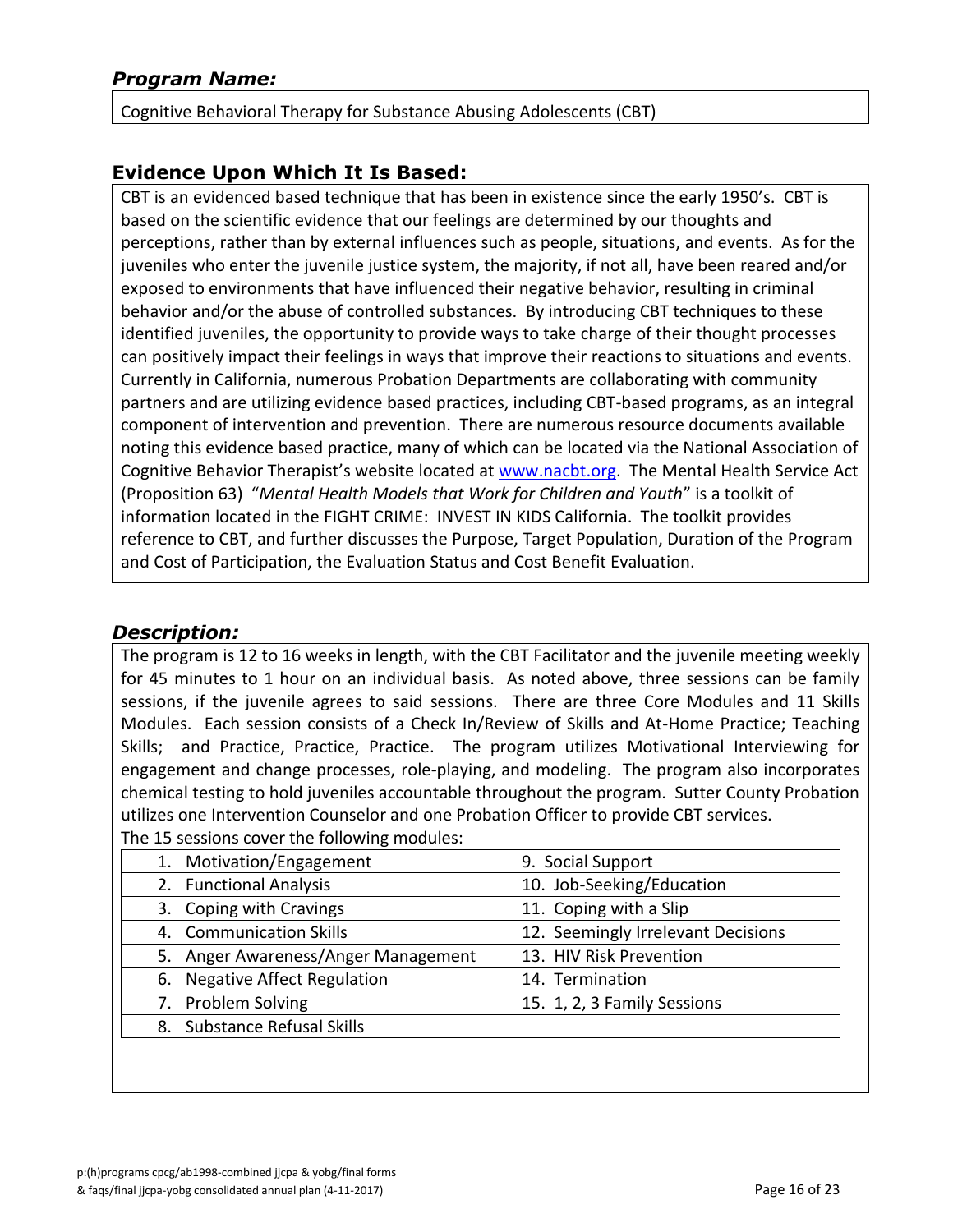### *Program Name:*

Cognitive Behavioral Therapy for Substance Abusing Adolescents (CBT)

### Evidence Upon Which It Is Based:

CBT is an evidenced based technique that has been in existence since the early 1950's. CBT is based on the scientific evidence that our feelings are determined by our thoughts and perceptions, rather than by external influences such as people, situations, and events. As for the juveniles who enter the juvenile justice system, the majority, if not all, have been reared and/or exposed to environments that have influenced their negative behavior, resulting in criminal behavior and/or the abuse of controlled substances. By introducing CBT techniques to these identified juveniles, the opportunity to provide ways to take charge of their thought processes can positively impact their feelings in ways that improve their reactions to situations and events. Currently in California, numerous Probation Departments are collaborating with community partners and are utilizing evidence based practices, including CBT-based programs, as an integral component of intervention and prevention. There are numerous resource documents available noting this evidence based practice, many of which can be located via the National Association of Cognitive Behavior Therapist's website located at www.nacbt.org. The Mental Health Service Act (Proposition 63) "*Mental Health Models that Work for Children and Youth*" is a toolkit of information located in the FIGHT CRIME: INVEST IN KIDS California. The toolkit provides reference to CBT, and further discusses the Purpose, Target Population, Duration of the Program and Cost of Participation, the Evaluation Status and Cost Benefit Evaluation.

### *Description:*

The program is 12 to 16 weeks in length, with the CBT Facilitator and the juvenile meeting weekly for 45 minutes to 1 hour on an individual basis. As noted above, three sessions can be family sessions, if the juvenile agrees to said sessions. There are three Core Modules and 11 Skills Modules. Each session consists of a Check In/Review of Skills and At-Home Practice; Teaching Skills; and Practice, Practice, Practice. The program utilizes Motivational Interviewing for engagement and change processes, role-playing, and modeling. The program also incorporates chemical testing to hold juveniles accountable throughout the program. Sutter County Probation utilizes one Intervention Counselor and one Probation Officer to provide CBT services.

The 15 sessions cover the following modules:

| | |
|---|---|
| 1. Motivation/Engagement | 9. Social Support |
| 2. Functional Analysis | 10. Job-Seeking/Education |
| 3. Coping with Cravings | 11. Coping with a Slip |
| 4. Communication Skills | 12. Seemingly Irrelevant Decisions |
| 5. Anger Awareness/Anger Management | 13. HIV Risk Prevention |
| 6. Negative Affect Regulation | 14. Termination |
| 7. Problem Solving | 15. 1, 2, 3 Family Sessions |
| 8. Substance Refusal Skills | |

p:(h)programs cpcg/ab1998-combined jjcpa & yobg/final forms & faqs/final jjcpa-yobg consolidated annual plan (4-11-2017)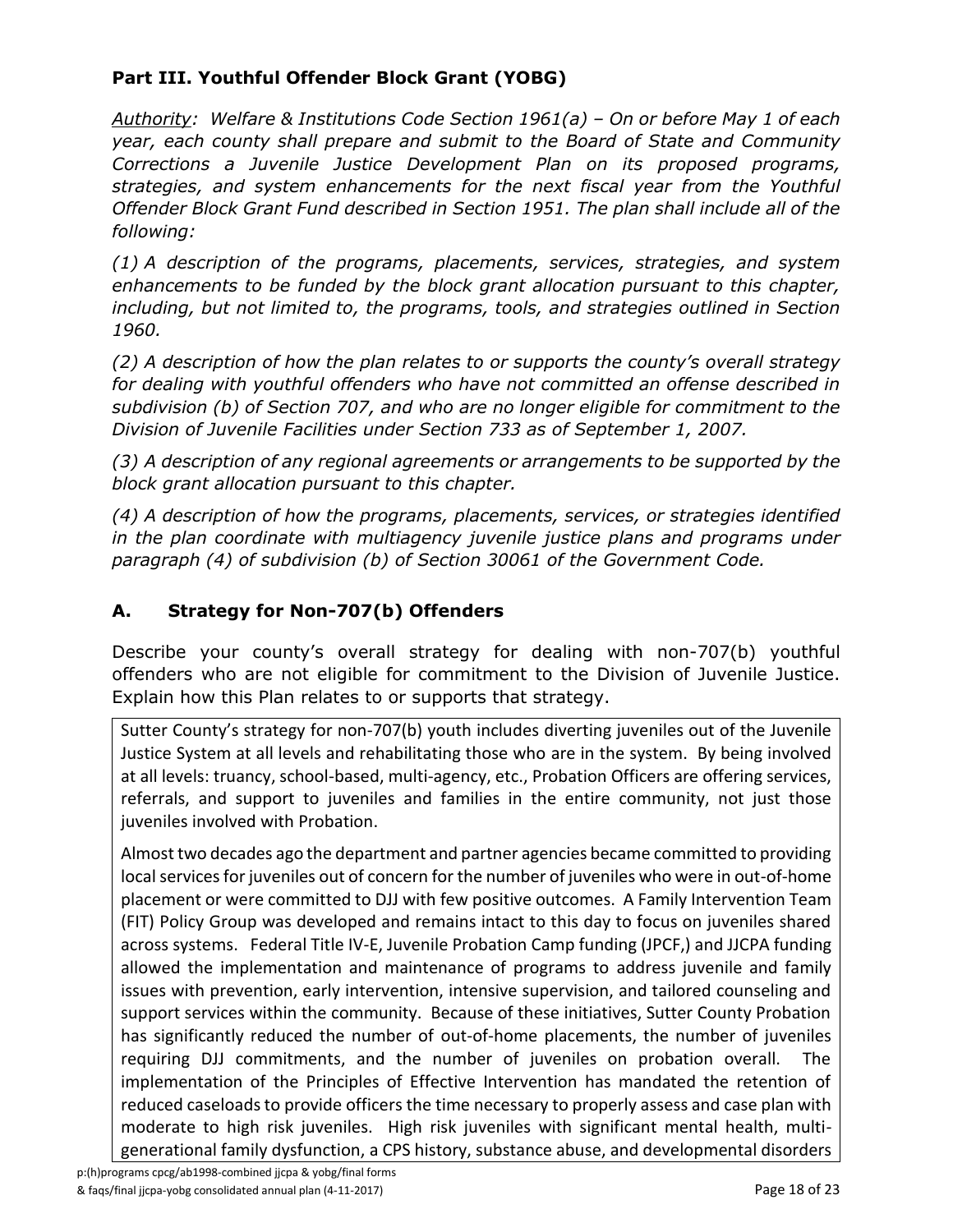## Part III. Youthful Offender Block Grant (YOBG)

*Authority: Welfare & Institutions Code Section 1961(a) – On or before May 1 of each year, each county shall prepare and submit to the Board of State and Community Corrections a Juvenile Justice Development Plan on its proposed programs, strategies, and system enhancements for the next fiscal year from the Youthful Offender Block Grant Fund described in Section 1951. The plan shall include all of the following:*

*(1) A description of the programs, placements, services, strategies, and system enhancements to be funded by the block grant allocation pursuant to this chapter, including, but not limited to, the programs, tools, and strategies outlined in Section 1960.*

*(2) A description of how the plan relates to or supports the county's overall strategy for dealing with youthful offenders who have not committed an offense described in subdivision (b) of Section 707, and who are no longer eligible for commitment to the Division of Juvenile Facilities under Section 733 as of September 1, 2007.*

*(3) A description of any regional agreements or arrangements to be supported by the block grant allocation pursuant to this chapter.*

*(4) A description of how the programs, placements, services, or strategies identified in the plan coordinate with multiagency juvenile justice plans and programs under paragraph (4) of subdivision (b) of Section 30061 of the Government Code.*

### A. Strategy for Non-707(b) Offenders

Describe your county's overall strategy for dealing with non-707(b) youthful offenders who are not eligible for commitment to the Division of Juvenile Justice. Explain how this Plan relates to or supports that strategy.

Sutter County's strategy for non-707(b) youth includes diverting juveniles out of the Juvenile Justice System at all levels and rehabilitating those who are in the system. By being involved at all levels: truancy, school-based, multi-agency, etc., Probation Officers are offering services, referrals, and support to juveniles and families in the entire community, not just those juveniles involved with Probation.

Almost two decades ago the department and partner agencies became committed to providing local services for juveniles out of concern for the number of juveniles who were in out-of-home placement or were committed to DJJ with few positive outcomes. A Family Intervention Team (FIT) Policy Group was developed and remains intact to this day to focus on juveniles shared across systems. Federal Title IV-E, Juvenile Probation Camp funding (JPCF,) and JJCPA funding allowed the implementation and maintenance of programs to address juvenile and family issues with prevention, early intervention, intensive supervision, and tailored counseling and support services within the community. Because of these initiatives, Sutter County Probation has significantly reduced the number of out-of-home placements, the number of juveniles requiring DJJ commitments, and the number of juveniles on probation overall. The implementation of the Principles of Effective Intervention has mandated the retention of reduced caseloads to provide officers the time necessary to properly assess and case plan with moderate to high risk juveniles. High risk juveniles with significant mental health, multi-generational family dysfunction, a CPS history, substance abuse, and developmental disorders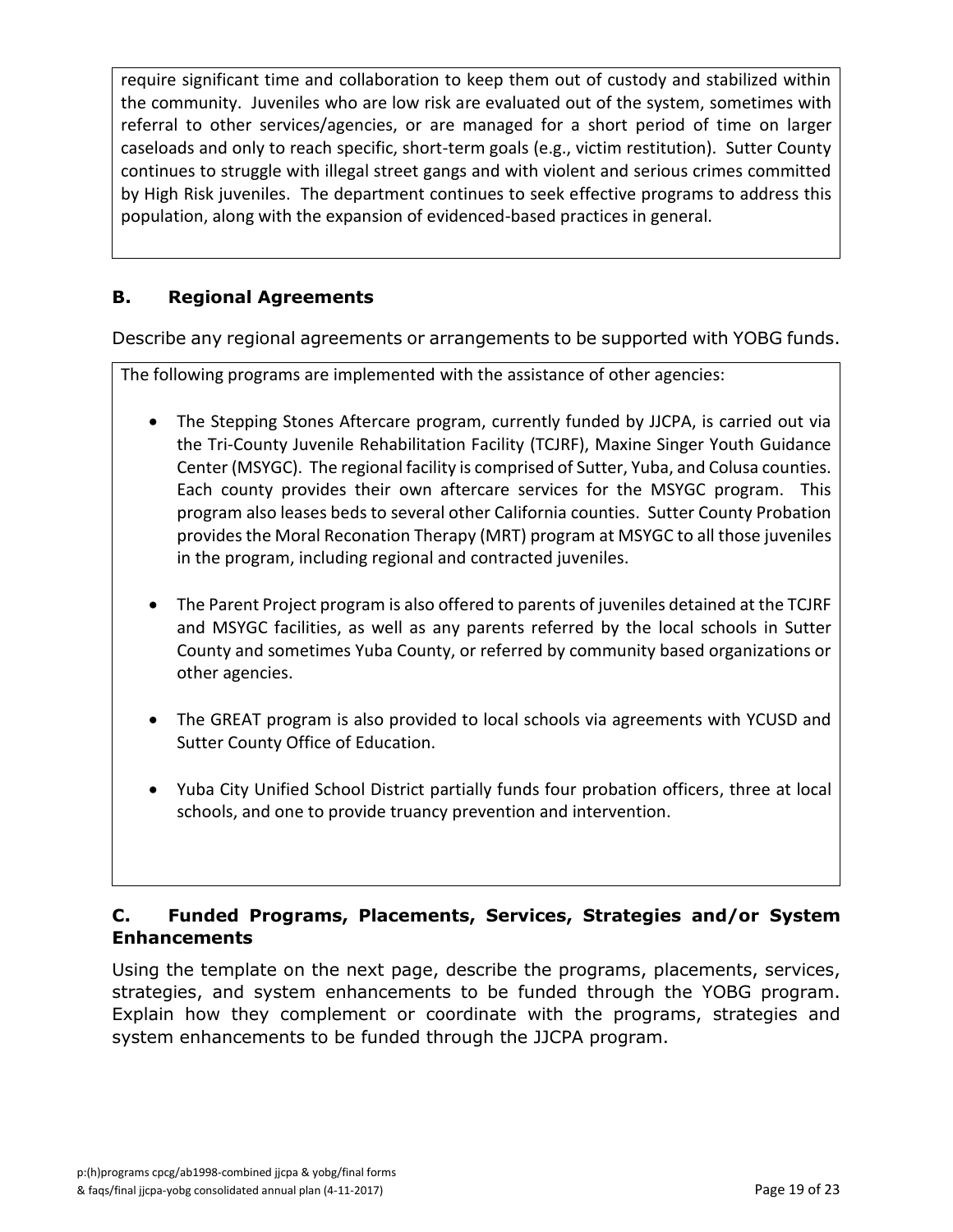require significant time and collaboration to keep them out of custody and stabilized within the community. Juveniles who are low risk are evaluated out of the system, sometimes with referral to other services/agencies, or are managed for a short period of time on larger caseloads and only to reach specific, short-term goals (e.g., victim restitution). Sutter County continues to struggle with illegal street gangs and with violent and serious crimes committed by High Risk juveniles. The department continues to seek effective programs to address this population, along with the expansion of evidenced-based practices in general.

### B. Regional Agreements

Describe any regional agreements or arrangements to be supported with YOBG funds.

The following programs are implemented with the assistance of other agencies:

- The Stepping Stones Aftercare program, currently funded by JJCPA, is carried out via the Tri-County Juvenile Rehabilitation Facility (TCJRF), Maxine Singer Youth Guidance Center (MSYGC). The regional facility is comprised of Sutter, Yuba, and Colusa counties. Each county provides their own aftercare services for the MSYGC program. This program also leases beds to several other California counties. Sutter County Probation provides the Moral Reconation Therapy (MRT) program at MSYGC to all those juveniles in the program, including regional and contracted juveniles.

- The Parent Project program is also offered to parents of juveniles detained at the TCJRF and MSYGC facilities, as well as any parents referred by the local schools in Sutter County and sometimes Yuba County, or referred by community based organizations or other agencies.

- The GREAT program is also provided to local schools via agreements with YCUSD and Sutter County Office of Education.

- Yuba City Unified School District partially funds four probation officers, three at local schools, and one to provide truancy prevention and intervention.

### C. Funded Programs, Placements, Services, Strategies and/or System Enhancements

Using the template on the next page, describe the programs, placements, services, strategies, and system enhancements to be funded through the YOBG program. Explain how they complement or coordinate with the programs, strategies and system enhancements to be funded through the JJCPA program.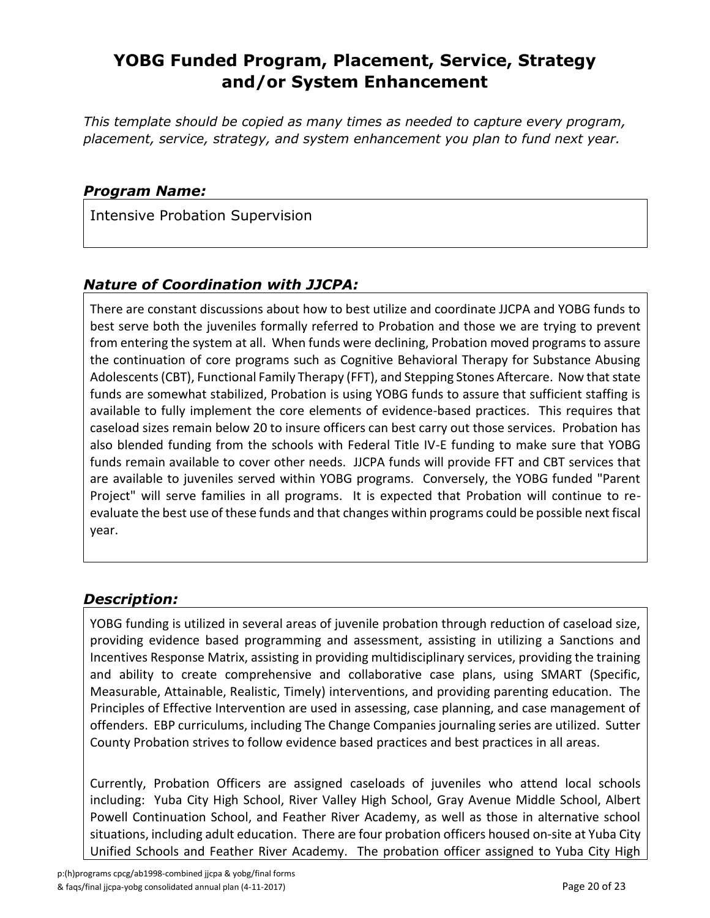# YOBG Funded Program, Placement, Service, Strategy and/or System Enhancement

*This template should be copied as many times as needed to capture every program, placement, service, strategy, and system enhancement you plan to fund next year.*

### *Program Name:*

Intensive Probation Supervision

### *Nature of Coordination with JJCPA:*

There are constant discussions about how to best utilize and coordinate JJCPA and YOBG funds to best serve both the juveniles formally referred to Probation and those we are trying to prevent from entering the system at all. When funds were declining, Probation moved programs to assure the continuation of core programs such as Cognitive Behavioral Therapy for Substance Abusing Adolescents (CBT), Functional Family Therapy (FFT), and Stepping Stones Aftercare. Now that state funds are somewhat stabilized, Probation is using YOBG funds to assure that sufficient staffing is available to fully implement the core elements of evidence-based practices. This requires that caseload sizes remain below 20 to insure officers can best carry out those services. Probation has also blended funding from the schools with Federal Title IV-E funding to make sure that YOBG funds remain available to cover other needs. JJCPA funds will provide FFT and CBT services that are available to juveniles served within YOBG programs. Conversely, the YOBG funded "Parent Project" will serve families in all programs. It is expected that Probation will continue to re-evaluate the best use of these funds and that changes within programs could be possible next fiscal year.

### *Description:*

YOBG funding is utilized in several areas of juvenile probation through reduction of caseload size, providing evidence based programming and assessment, assisting in utilizing a Sanctions and Incentives Response Matrix, assisting in providing multidisciplinary services, providing the training and ability to create comprehensive and collaborative case plans, using SMART (Specific, Measurable, Attainable, Realistic, Timely) interventions, and providing parenting education. The Principles of Effective Intervention are used in assessing, case planning, and case management of offenders. EBP curriculums, including The Change Companies journaling series are utilized. Sutter County Probation strives to follow evidence based practices and best practices in all areas.

Currently, Probation Officers are assigned caseloads of juveniles who attend local schools including: Yuba City High School, River Valley High School, Gray Avenue Middle School, Albert Powell Continuation School, and Feather River Academy, as well as those in alternative school situations, including adult education. There are four probation officers housed on-site at Yuba City Unified Schools and Feather River Academy. The probation officer assigned to Yuba City High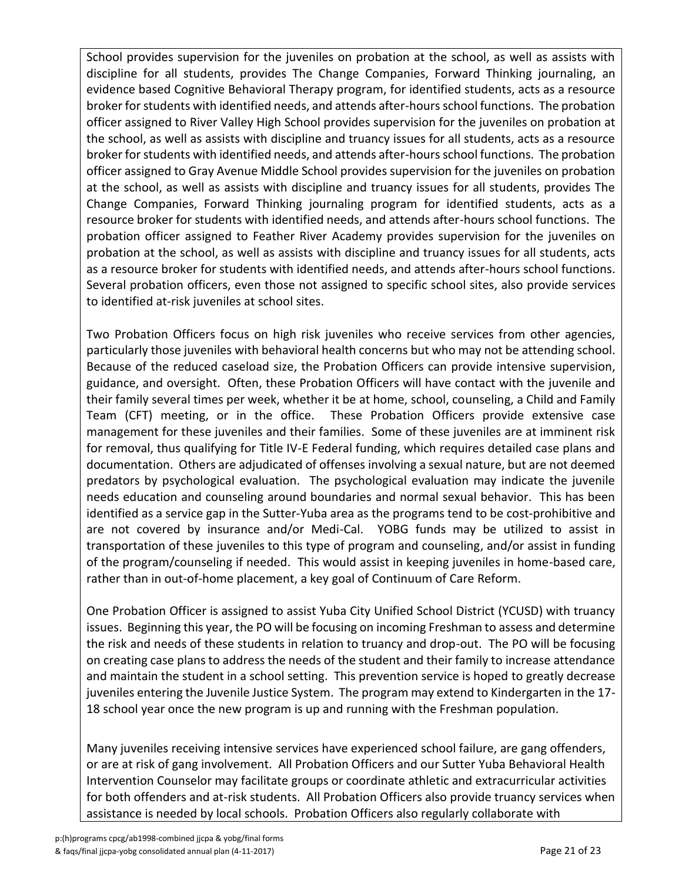School provides supervision for the juveniles on probation at the school, as well as assists with discipline for all students, provides The Change Companies, Forward Thinking journaling, an evidence based Cognitive Behavioral Therapy program, for identified students, acts as a resource broker for students with identified needs, and attends after-hours school functions. The probation officer assigned to River Valley High School provides supervision for the juveniles on probation at the school, as well as assists with discipline and truancy issues for all students, acts as a resource broker for students with identified needs, and attends after-hours school functions. The probation officer assigned to Gray Avenue Middle School provides supervision for the juveniles on probation at the school, as well as assists with discipline and truancy issues for all students, provides The Change Companies, Forward Thinking journaling program for identified students, acts as a resource broker for students with identified needs, and attends after-hours school functions. The probation officer assigned to Feather River Academy provides supervision for the juveniles on probation at the school, as well as assists with discipline and truancy issues for all students, acts as a resource broker for students with identified needs, and attends after-hours school functions. Several probation officers, even those not assigned to specific school sites, also provide services to identified at-risk juveniles at school sites.

Two Probation Officers focus on high risk juveniles who receive services from other agencies, particularly those juveniles with behavioral health concerns but who may not be attending school. Because of the reduced caseload size, the Probation Officers can provide intensive supervision, guidance, and oversight. Often, these Probation Officers will have contact with the juvenile and their family several times per week, whether it be at home, school, counseling, a Child and Family Team (CFT) meeting, or in the office. These Probation Officers provide extensive case management for these juveniles and their families. Some of these juveniles are at imminent risk for removal, thus qualifying for Title IV-E Federal funding, which requires detailed case plans and documentation. Others are adjudicated of offenses involving a sexual nature, but are not deemed predators by psychological evaluation. The psychological evaluation may indicate the juvenile needs education and counseling around boundaries and normal sexual behavior. This has been identified as a service gap in the Sutter-Yuba area as the programs tend to be cost-prohibitive and are not covered by insurance and/or Medi-Cal. YOBG funds may be utilized to assist in transportation of these juveniles to this type of program and counseling, and/or assist in funding of the program/counseling if needed. This would assist in keeping juveniles in home-based care, rather than in out-of-home placement, a key goal of Continuum of Care Reform.

One Probation Officer is assigned to assist Yuba City Unified School District (YCUSD) with truancy issues. Beginning this year, the PO will be focusing on incoming Freshman to assess and determine the risk and needs of these students in relation to truancy and drop-out. The PO will be focusing on creating case plans to address the needs of the student and their family to increase attendance and maintain the student in a school setting. This prevention service is hoped to greatly decrease juveniles entering the Juvenile Justice System. The program may extend to Kindergarten in the 17-18 school year once the new program is up and running with the Freshman population.

Many juveniles receiving intensive services have experienced school failure, are gang offenders, or are at risk of gang involvement. All Probation Officers and our Sutter Yuba Behavioral Health Intervention Counselor may facilitate groups or coordinate athletic and extracurricular activities for both offenders and at-risk students. All Probation Officers also provide truancy services when assistance is needed by local schools. Probation Officers also regularly collaborate with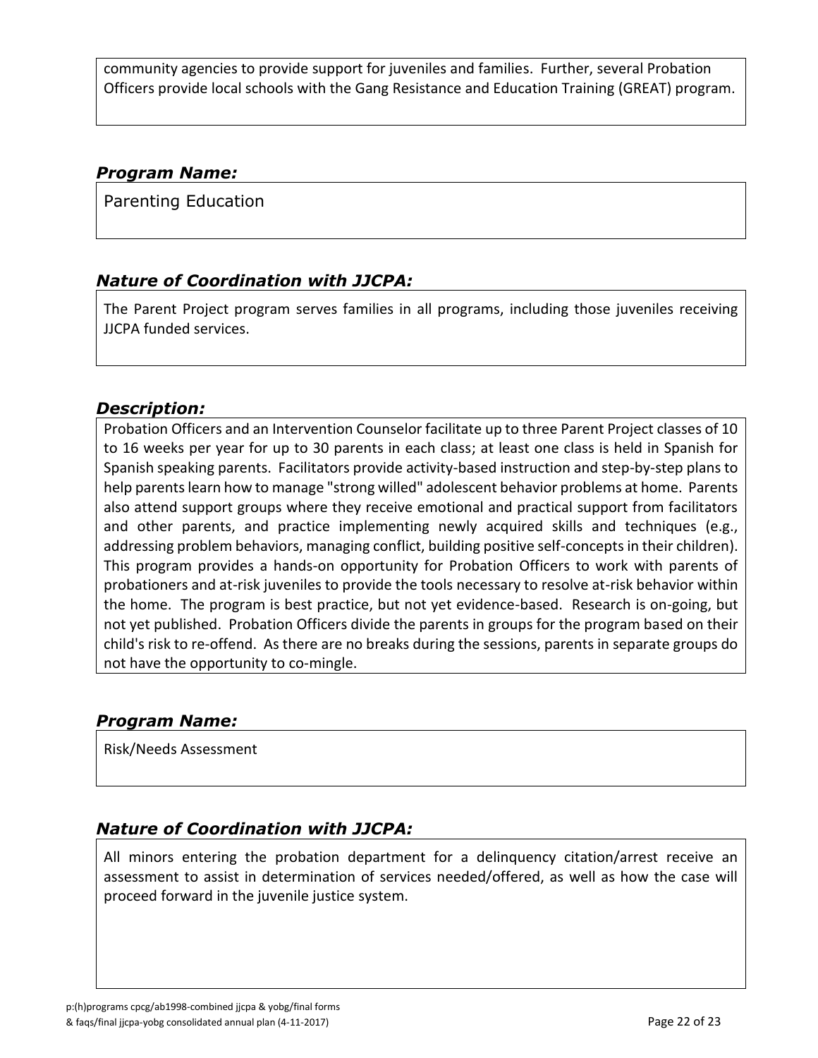community agencies to provide support for juveniles and families. Further, several Probation Officers provide local schools with the Gang Resistance and Education Training (GREAT) program.

### *Program Name:*

Parenting Education

### *Nature of Coordination with JJCPA:*

The Parent Project program serves families in all programs, including those juveniles receiving JJCPA funded services.

### *Description:*

Probation Officers and an Intervention Counselor facilitate up to three Parent Project classes of 10 to 16 weeks per year for up to 30 parents in each class; at least one class is held in Spanish for Spanish speaking parents. Facilitators provide activity-based instruction and step-by-step plans to help parents learn how to manage "strong willed" adolescent behavior problems at home. Parents also attend support groups where they receive emotional and practical support from facilitators and other parents, and practice implementing newly acquired skills and techniques (e.g., addressing problem behaviors, managing conflict, building positive self-concepts in their children). This program provides a hands-on opportunity for Probation Officers to work with parents of probationers and at-risk juveniles to provide the tools necessary to resolve at-risk behavior within the home. The program is best practice, but not yet evidence-based. Research is on-going, but not yet published. Probation Officers divide the parents in groups for the program based on their child's risk to re-offend. As there are no breaks during the sessions, parents in separate groups do not have the opportunity to co-mingle.

### *Program Name:*

Risk/Needs Assessment

### *Nature of Coordination with JJCPA:*

All minors entering the probation department for a delinquency citation/arrest receive an assessment to assist in determination of services needed/offered, as well as how the case will proceed forward in the juvenile justice system.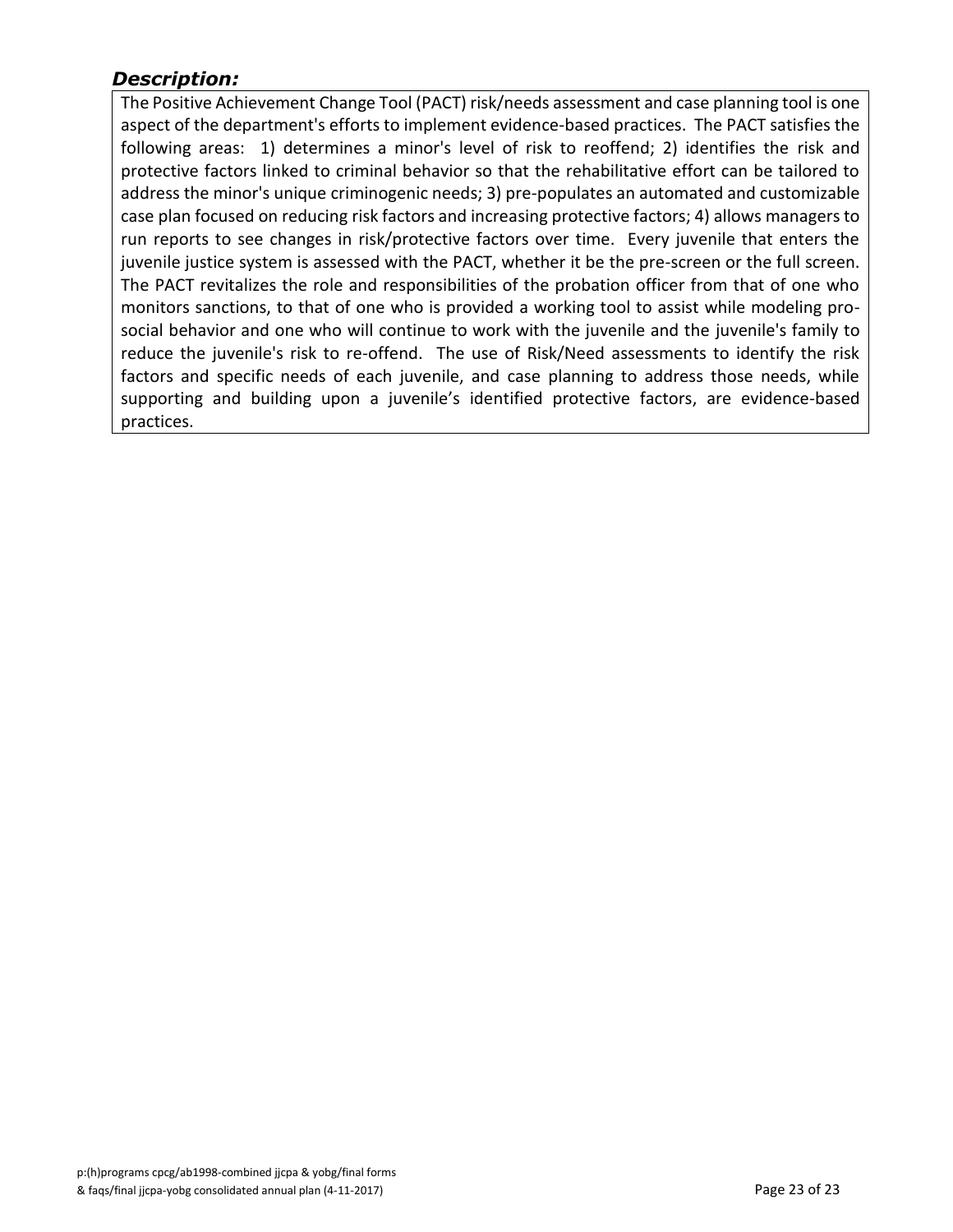### *Description:*

The Positive Achievement Change Tool (PACT) risk/needs assessment and case planning tool is one aspect of the department's efforts to implement evidence-based practices. The PACT satisfies the following areas: 1) determines a minor's level of risk to reoffend; 2) identifies the risk and protective factors linked to criminal behavior so that the rehabilitative effort can be tailored to address the minor's unique criminogenic needs; 3) pre-populates an automated and customizable case plan focused on reducing risk factors and increasing protective factors; 4) allows managers to run reports to see changes in risk/protective factors over time. Every juvenile that enters the juvenile justice system is assessed with the PACT, whether it be the pre-screen or the full screen. The PACT revitalizes the role and responsibilities of the probation officer from that of one who monitors sanctions, to that of one who is provided a working tool to assist while modeling pro-social behavior and one who will continue to work with the juvenile and the juvenile's family to reduce the juvenile's risk to re-offend. The use of Risk/Need assessments to identify the risk factors and specific needs of each juvenile, and case planning to address those needs, while supporting and building upon a juvenile's identified protective factors, are evidence-based practices.